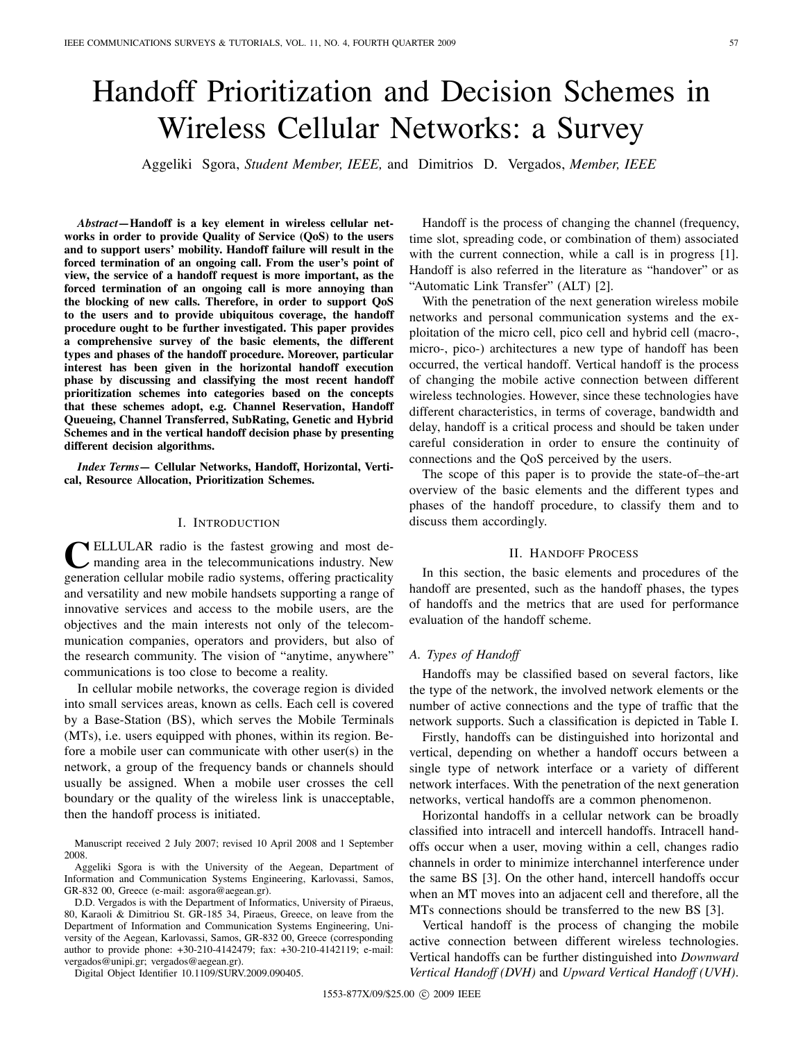# Handoff Prioritization and Decision Schemes in Wireless Cellular Networks: a Survey

Aggeliki Sgora, *Student Member, IEEE,* and Dimitrios D. Vergados, *Member, IEEE*

***Abstract*—Handoff is a key element in wireless cellular networks in order to provide Quality of Service (QoS) to the users and to support users' mobility. Handoff failure will result in the forced termination of an ongoing call. From the user's point of view, the service of a handoff request is more important, as the forced termination of an ongoing call is more annoying than the blocking of new calls. Therefore, in order to support QoS to the users and to provide ubiquitous coverage, the handoff procedure ought to be further investigated. This paper provides a comprehensive survey of the basic elements, the different types and phases of the handoff procedure. Moreover, particular interest has been given in the horizontal handoff execution phase by discussing and classifying the most recent handoff prioritization schemes into categories based on the concepts that these schemes adopt, e.g. Channel Reservation, Handoff Queueing, Channel Transferred, SubRating, Genetic and Hybrid Schemes and in the vertical handoff decision phase by presenting different decision algorithms.**

***Index Terms*— Cellular Networks, Handoff, Horizontal, Vertical, Resource Allocation, Prioritization Schemes.**

## I. Introduction

Cellular radio is the fastest growing and most demanding area in the telecommunications industry. New generation cellular mobile radio systems, offering practicality and versatility and new mobile handsets supporting a range of innovative services and access to the mobile users, are the objectives and the main interests not only of the telecommunication companies, operators and providers, but also of the research community. The vision of "anytime, anywhere" communications is too close to become a reality.

In cellular mobile networks, the coverage region is divided into small services areas, known as cells. Each cell is covered by a Base-Station (BS), which serves the Mobile Terminals (MTs), i.e. users equipped with phones, within its region. Before a mobile user can communicate with other user(s) in the network, a group of the frequency bands or channels should usually be assigned. When a mobile user crosses the cell boundary or the quality of the wireless link is unacceptable, then the handoff process is initiated.

Manuscript received 2 July 2007; revised 10 April 2008 and 1 September 2008.

Aggeliki Sgora is with the University of the Aegean, Department of Information and Communication Systems Engineering, Karlovassi, Samos, GR-832 00, Greece (e-mail: asgora@aegean.gr).

D.D. Vergados is with the Department of Informatics, University of Piraeus, 80, Karaoli & Dimitriou St. GR-185 34, Piraeus, Greece, on leave from the Department of Information and Communication Systems Engineering, University of the Aegean, Karlovassi, Samos, GR-832 00, Greece (corresponding author to provide phone: +30-210-4142479; fax: +30-210-4142119; e-mail: vergados@unipi.gr; vergados@aegean.gr).

Digital Object Identifier 10.1109/SURV.2009.090405.

Handoff is the process of changing the channel (frequency, time slot, spreading code, or combination of them) associated with the current connection, while a call is in progress [1]. Handoff is also referred in the literature as "handover" or as "Automatic Link Transfer" (ALT) [2].

With the penetration of the next generation wireless mobile networks and personal communication systems and the exploitation of the micro cell, pico cell and hybrid cell (macro-, micro-, pico-) architectures a new type of handoff has been occurred, the vertical handoff. Vertical handoff is the process of changing the mobile active connection between different wireless technologies. However, since these technologies have different characteristics, in terms of coverage, bandwidth and delay, handoff is a critical process and should be taken under careful consideration in order to ensure the continuity of connections and the QoS perceived by the users.

The scope of this paper is to provide the state-of–the-art overview of the basic elements and the different types and phases of the handoff procedure, to classify them and to discuss them accordingly.

## II. Handoff Process

In this section, the basic elements and procedures of the handoff are presented, such as the handoff phases, the types of handoffs and the metrics that are used for performance evaluation of the handoff scheme.

### A. Types of Handoff

Handoffs may be classified based on several factors, like the type of the network, the involved network elements or the number of active connections and the type of traffic that the network supports. Such a classification is depicted in Table I.

Firstly, handoffs can be distinguished into horizontal and vertical, depending on whether a handoff occurs between a single type of network interface or a variety of different network interfaces. With the penetration of the next generation networks, vertical handoffs are a common phenomenon.

Horizontal handoffs in a cellular network can be broadly classified into intracell and intercell handoffs. Intracell handoffs occur when a user, moving within a cell, changes radio channels in order to minimize interchannel interference under the same BS [3]. On the other hand, intercell handoffs occur when an MT moves into an adjacent cell and therefore, all the MTs connections should be transferred to the new BS [3].

Vertical handoff is the process of changing the mobile active connection between different wireless technologies. Vertical handoffs can be further distinguished into *Downward Vertical Handoff (DVH)* and *Upward Vertical Handoff (UVH)*.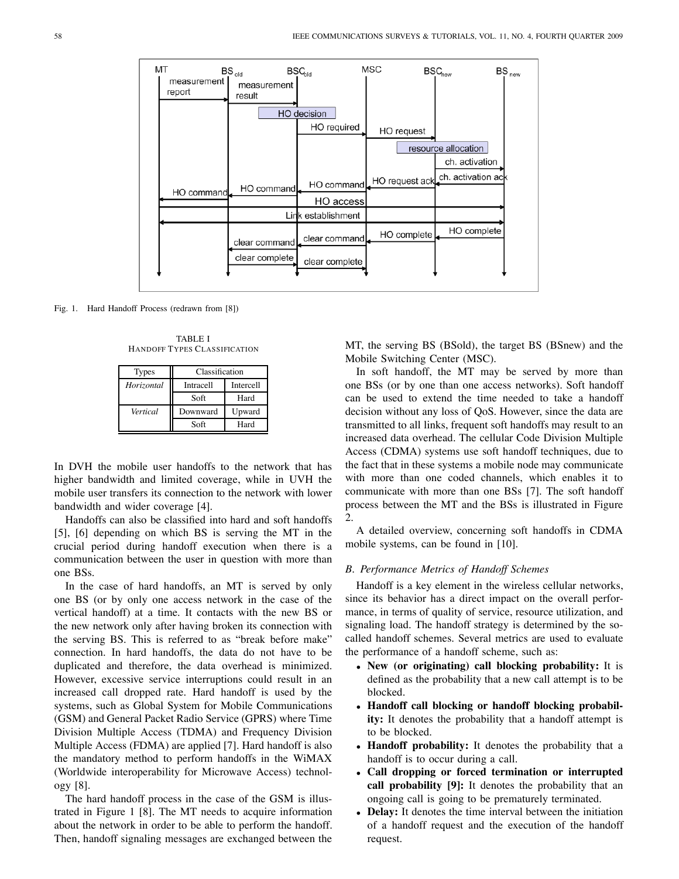Fig. 1. Hard Handoff Process (redrawn from [8])

TABLE I
HANDOFF TYPES CLASSIFICATION

| Types | Classification | |
|---|---|---|
| *Horizontal* | Intracell | Intercell |
| | Soft | Hard |
| *Vertical* | Downward | Upward |
| | Soft | Hard |

In DVH the mobile user handoffs to the network that has higher bandwidth and limited coverage, while in UVH the mobile user transfers its connection to the network with lower bandwidth and wider coverage [4].

Handoffs can also be classified into hard and soft handoffs [5], [6] depending on which BS is serving the MT in the crucial period during handoff execution when there is a communication between the user in question with more than one BSs.

In the case of hard handoffs, an MT is served by only one BS (or by only one access network in the case of the vertical handoff) at a time. It contacts with the new BS or the new network only after having broken its connection with the serving BS. This is referred to as "break before make" connection. In hard handoffs, the data do not have to be duplicated and therefore, the data overhead is minimized. However, excessive service interruptions could result in an increased call dropped rate. Hard handoff is used by the systems, such as Global System for Mobile Communications (GSM) and General Packet Radio Service (GPRS) where Time Division Multiple Access (TDMA) and Frequency Division Multiple Access (FDMA) are applied [7]. Hard handoff is also the mandatory method to perform handoffs in the WiMAX (Worldwide interoperability for Microwave Access) technology [8].

The hard handoff process in the case of the GSM is illustrated in Figure 1 [8]. The MT needs to acquire information about the network in order to be able to perform the handoff. Then, handoff signaling messages are exchanged between the MT, the serving BS (BSold), the target BS (BSnew) and the Mobile Switching Center (MSC).

In soft handoff, the MT may be served by more than one BSs (or by one than one access networks). Soft handoff can be used to extend the time needed to take a handoff decision without any loss of QoS. However, since the data are transmitted to all links, frequent soft handoffs may result to an increased data overhead. The cellular Code Division Multiple Access (CDMA) systems use soft handoff techniques, due to the fact that in these systems a mobile node may communicate with more than one coded channels, which enables it to communicate with more than one BSs [7]. The soft handoff process between the MT and the BSs is illustrated in Figure 2.

A detailed overview, concerning soft handoffs in CDMA mobile systems, can be found in [10].

### *B. Performance Metrics of Handoff Schemes*

Handoff is a key element in the wireless cellular networks, since its behavior has a direct impact on the overall performance, in terms of quality of service, resource utilization, and signaling load. The handoff strategy is determined by the so-called handoff schemes. Several metrics are used to evaluate the performance of a handoff scheme, such as:

- **New (or originating) call blocking probability:** It is defined as the probability that a new call attempt is to be blocked.
- **Handoff call blocking or handoff blocking probability:** It denotes the probability that a handoff attempt is to be blocked.
- **Handoff probability:** It denotes the probability that a handoff is to occur during a call.
- **Call dropping or forced termination or interrupted call probability [9]:** It denotes the probability that an ongoing call is going to be prematurely terminated.
- **Delay:** It denotes the time interval between the initiation of a handoff request and the execution of the handoff request.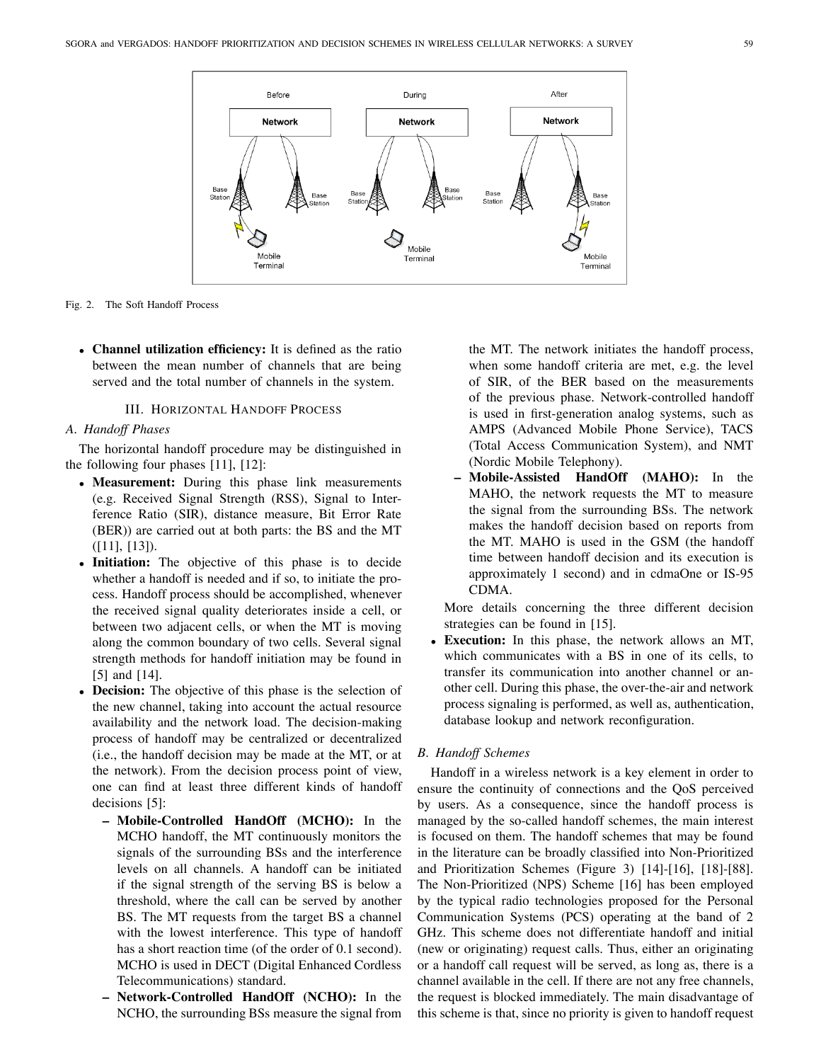Before

Network

Base Station

Base Station

Mobile Terminal

During

Network

Base Station

Base Station

Mobile Terminal

After

Network

Base Station

Base Station

Mobile Terminal

Fig. 2. The Soft Handoff Process

- **Channel utilization efficiency:** It is defined as the ratio between the mean number of channels that are being served and the total number of channels in the system.

## III. Horizontal Handoff Process

### A. Handoff Phases

The horizontal handoff procedure may be distinguished in the following four phases [11], [12]:

- **Measurement:** During this phase link measurements (e.g. Received Signal Strength (RSS), Signal to Interference Ratio (SIR), distance measure, Bit Error Rate (BER)) are carried out at both parts: the BS and the MT ([11], [13]).
- **Initiation:** The objective of this phase is to decide whether a handoff is needed and if so, to initiate the process. Handoff process should be accomplished, whenever the received signal quality deteriorates inside a cell, or between two adjacent cells, or when the MT is moving along the common boundary of two cells. Several signal strength methods for handoff initiation may be found in [5] and [14].
- **Decision:** The objective of this phase is the selection of the new channel, taking into account the actual resource availability and the network load. The decision-making process of handoff may be centralized or decentralized (i.e., the handoff decision may be made at the MT, or at the network). From the decision process point of view, one can find at least three different kinds of handoff decisions [5]:
  - **Mobile-Controlled HandOff (MCHO):** In the MCHO handoff, the MT continuously monitors the signals of the surrounding BSs and the interference levels on all channels. A handoff can be initiated if the signal strength of the serving BS is below a threshold, where the call can be served by another BS. The MT requests from the target BS a channel with the lowest interference. This type of handoff has a short reaction time (of the order of 0.1 second). MCHO is used in DECT (Digital Enhanced Cordless Telecommunications) standard.
  - **Network-Controlled HandOff (NCHO):** In the NCHO, the surrounding BSs measure the signal from the MT. The network initiates the handoff process, when some handoff criteria are met, e.g. the level of SIR, of the BER based on the measurements of the previous phase. Network-controlled handoff is used in first-generation analog systems, such as AMPS (Advanced Mobile Phone Service), TACS (Total Access Communication System), and NMT (Nordic Mobile Telephony).
  - **Mobile-Assisted HandOff (MAHO):** In the MAHO, the network requests the MT to measure the signal from the surrounding BSs. The network makes the handoff decision based on reports from the MT. MAHO is used in the GSM (the handoff time between handoff decision and its execution is approximately 1 second) and in cdmaOne or IS-95 CDMA.

  More details concerning the three different decision strategies can be found in [15].
- **Execution:** In this phase, the network allows an MT, which communicates with a BS in one of its cells, to transfer its communication into another channel or another cell. During this phase, the over-the-air and network process signaling is performed, as well as, authentication, database lookup and network reconfiguration.

### B. Handoff Schemes

Handoff in a wireless network is a key element in order to ensure the continuity of connections and the QoS perceived by users. As a consequence, since the handoff process is managed by the so-called handoff schemes, the main interest is focused on them. The handoff schemes that may be found in the literature can be broadly classified into Non-Prioritized and Prioritization Schemes (Figure 3) [14]-[16], [18]-[88]. The Non-Prioritized (NPS) Scheme [16] has been employed by the typical radio technologies proposed for the Personal Communication Systems (PCS) operating at the band of 2 GHz. This scheme does not differentiate handoff and initial (new or originating) request calls. Thus, either an originating or a handoff call request will be served, as long as, there is a channel available in the cell. If there are not any free channels, the request is blocked immediately. The main disadvantage of this scheme is that, since no priority is given to handoff request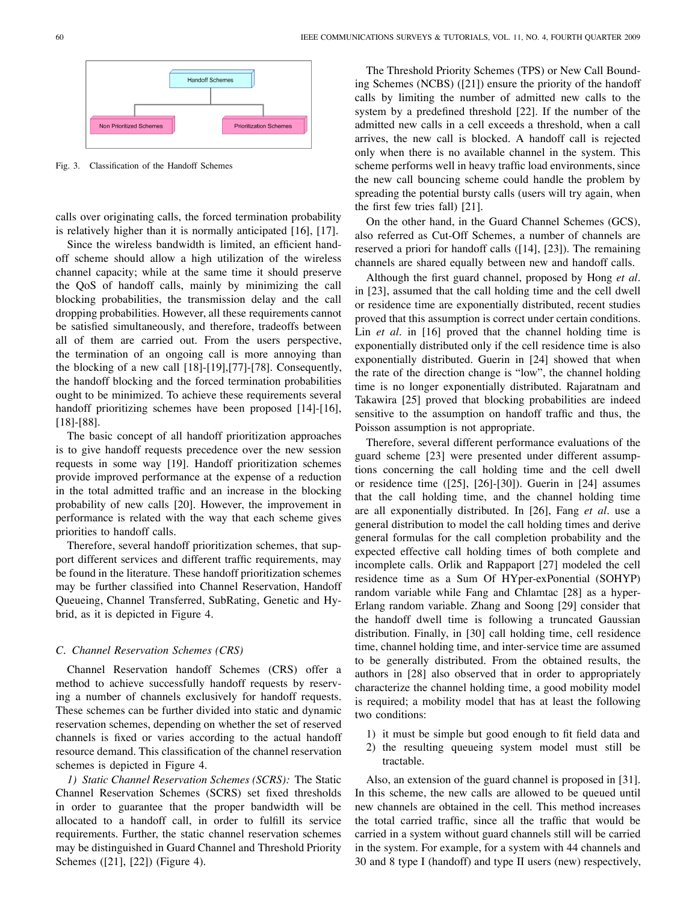Handoff Schemes

Non Prioritized Schemes

Prioritization Schemes

Fig. 3. Classification of the Handoff Schemes

calls over originating calls, the forced termination probability is relatively higher than it is normally anticipated [16], [17].

Since the wireless bandwidth is limited, an efficient handoff scheme should allow a high utilization of the wireless channel capacity; while at the same time it should preserve the QoS of handoff calls, mainly by minimizing the call blocking probabilities, the transmission delay and the call dropping probabilities. However, all these requirements cannot be satisfied simultaneously, and therefore, tradeoffs between all of them are carried out. From the users perspective, the termination of an ongoing call is more annoying than the blocking of a new call [18]-[19],[77]-[78]. Consequently, the handoff blocking and the forced termination probabilities ought to be minimized. To achieve these requirements several handoff prioritizing schemes have been proposed [14]-[16], [18]-[88].

The basic concept of all handoff prioritization approaches is to give handoff requests precedence over the new session requests in some way [19]. Handoff prioritization schemes provide improved performance at the expense of a reduction in the total admitted traffic and an increase in the blocking probability of new calls [20]. However, the improvement in performance is related with the way that each scheme gives priorities to handoff calls.

Therefore, several handoff prioritization schemes, that support different services and different traffic requirements, may be found in the literature. These handoff prioritization schemes may be further classified into Channel Reservation, Handoff Queueing, Channel Transferred, SubRating, Genetic and Hybrid, as it is depicted in Figure 4.

### C. Channel Reservation Schemes (CRS)

Channel Reservation handoff Schemes (CRS) offer a method to achieve successfully handoff requests by reserving a number of channels exclusively for handoff requests. These schemes can be further divided into static and dynamic reservation schemes, depending on whether the set of reserved channels is fixed or varies according to the actual handoff resource demand. This classification of the channel reservation schemes is depicted in Figure 4.

*1) Static Channel Reservation Schemes (SCRS):* The Static Channel Reservation Schemes (SCRS) set fixed thresholds in order to guarantee that the proper bandwidth will be allocated to a handoff call, in order to fulfill its service requirements. Further, the static channel reservation schemes may be distinguished in Guard Channel and Threshold Priority Schemes ([21], [22]) (Figure 4).

The Threshold Priority Schemes (TPS) or New Call Bounding Schemes (NCBS) ([21]) ensure the priority of the handoff calls by limiting the number of admitted new calls to the system by a predefined threshold [22]. If the number of the admitted new calls in a cell exceeds a threshold, when a call arrives, the new call is blocked. A handoff call is rejected only when there is no available channel in the system. This scheme performs well in heavy traffic load environments, since the new call bouncing scheme could handle the problem by spreading the potential bursty calls (users will try again, when the first few tries fall) [21].

On the other hand, in the Guard Channel Schemes (GCS), also referred as Cut-Off Schemes, a number of channels are reserved a priori for handoff calls ([14], [23]). The remaining channels are shared equally between new and handoff calls.

Although the first guard channel, proposed by Hong *et al*. in [23], assumed that the call holding time and the cell dwell or residence time are exponentially distributed, recent studies proved that this assumption is correct under certain conditions. Lin *et al*. in [16] proved that the channel holding time is exponentially distributed only if the cell residence time is also exponentially distributed. Guerin in [24] showed that when the rate of the direction change is "low", the channel holding time is no longer exponentially distributed. Rajaratnam and Takawira [25] proved that blocking probabilities are indeed sensitive to the assumption on handoff traffic and thus, the Poisson assumption is not appropriate.

Therefore, several different performance evaluations of the guard scheme [23] were presented under different assumptions concerning the call holding time and the cell dwell or residence time ([25], [26]-[30]). Guerin in [24] assumes that the call holding time, and the channel holding time are all exponentially distributed. In [26], Fang *et al*. use a general distribution to model the call holding times and derive general formulas for the call completion probability and the expected effective call holding times of both complete and incomplete calls. Orlik and Rappaport [27] modeled the cell residence time as a Sum Of HYper-exPonential (SOHYP) random variable while Fang and Chlamtac [28] as a hyper-Erlang random variable. Zhang and Soong [29] consider that the handoff dwell time is following a truncated Gaussian distribution. Finally, in [30] call holding time, cell residence time, channel holding time, and inter-service time are assumed to be generally distributed. From the obtained results, the authors in [28] also observed that in order to appropriately characterize the channel holding time, a good mobility model is required; a mobility model that has at least the following two conditions:

1) it must be simple but good enough to fit field data and
2) the resulting queueing system model must still be tractable.

Also, an extension of the guard channel is proposed in [31]. In this scheme, the new calls are allowed to be queued until new channels are obtained in the cell. This method increases the total carried traffic, since all the traffic that would be carried in a system without guard channels still will be carried in the system. For example, for a system with 44 channels and 30 and 8 type I (handoff) and type II users (new) respectively,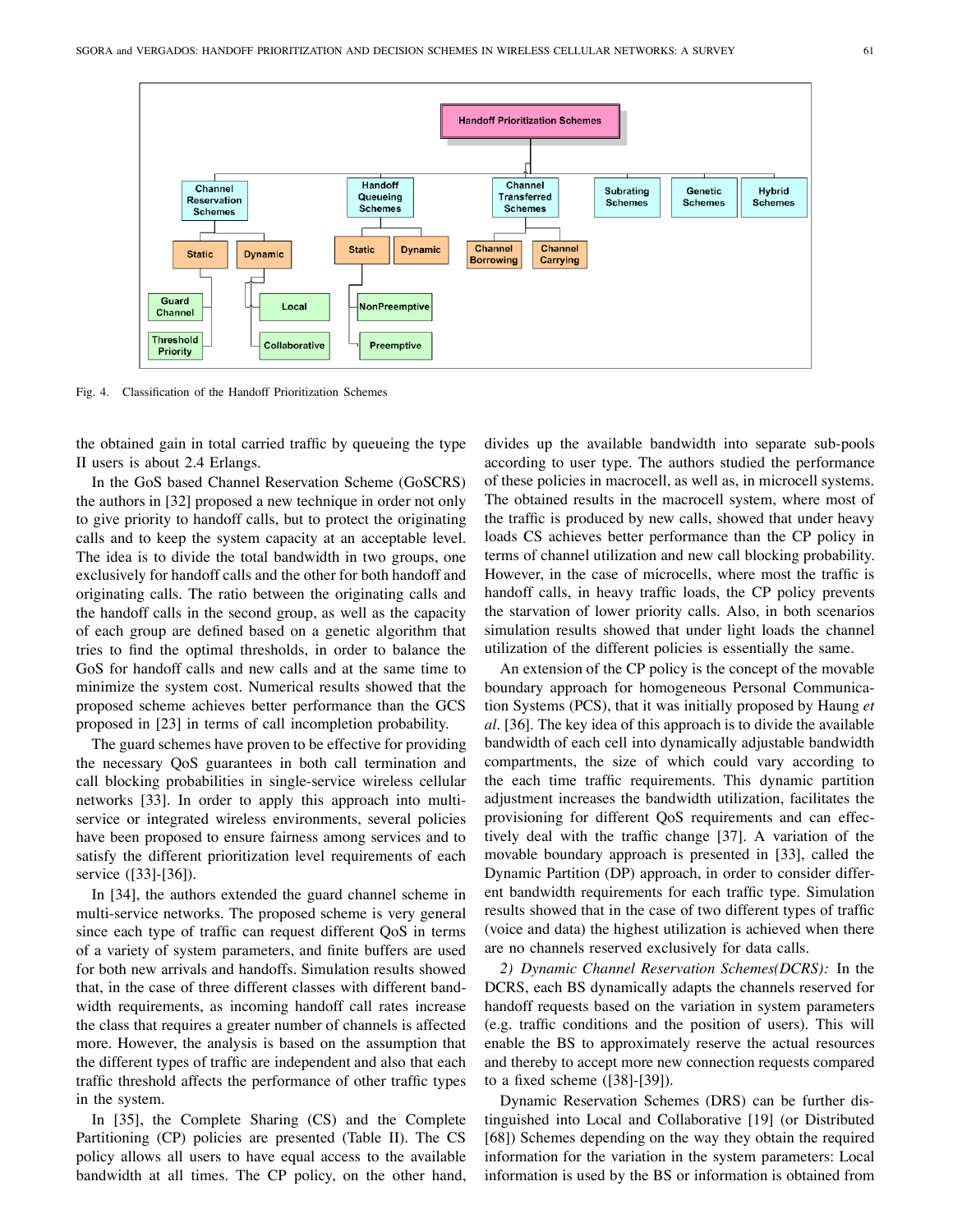Fig. 4. Classification of the Handoff Prioritization Schemes

the obtained gain in total carried traffic by queueing the type II users is about 2.4 Erlangs.

In the GoS based Channel Reservation Scheme (GoSCRS) the authors in [32] proposed a new technique in order not only to give priority to handoff calls, but to protect the originating calls and to keep the system capacity at an acceptable level. The idea is to divide the total bandwidth in two groups, one exclusively for handoff calls and the other for both handoff and originating calls. The ratio between the originating calls and the handoff calls in the second group, as well as the capacity of each group are defined based on a genetic algorithm that tries to find the optimal thresholds, in order to balance the GoS for handoff calls and new calls and at the same time to minimize the system cost. Numerical results showed that the proposed scheme achieves better performance than the GCS proposed in [23] in terms of call incompletion probability.

The guard schemes have proven to be effective for providing the necessary QoS guarantees in both call termination and call blocking probabilities in single-service wireless cellular networks [33]. In order to apply this approach into multi-service or integrated wireless environments, several policies have been proposed to ensure fairness among services and to satisfy the different prioritization level requirements of each service ([33]-[36]).

In [34], the authors extended the guard channel scheme in multi-service networks. The proposed scheme is very general since each type of traffic can request different QoS in terms of a variety of system parameters, and finite buffers are used for both new arrivals and handoffs. Simulation results showed that, in the case of three different classes with different bandwidth requirements, as incoming handoff call rates increase the class that requires a greater number of channels is affected more. However, the analysis is based on the assumption that the different types of traffic are independent and also that each traffic threshold affects the performance of other traffic types in the system.

In [35], the Complete Sharing (CS) and the Complete Partitioning (CP) policies are presented (Table II). The CS policy allows all users to have equal access to the available bandwidth at all times. The CP policy, on the other hand, divides up the available bandwidth into separate sub-pools according to user type. The authors studied the performance of these policies in macrocell, as well as, in microcell systems. The obtained results in the macrocell system, where most of the traffic is produced by new calls, showed that under heavy loads CS achieves better performance than the CP policy in terms of channel utilization and new call blocking probability. However, in the case of microcells, where most the traffic is handoff calls, in heavy traffic loads, the CP policy prevents the starvation of lower priority calls. Also, in both scenarios simulation results showed that under light loads the channel utilization of the different policies is essentially the same.

An extension of the CP policy is the concept of the movable boundary approach for homogeneous Personal Communication Systems (PCS), that it was initially proposed by Haung *et al*. [36]. The key idea of this approach is to divide the available bandwidth of each cell into dynamically adjustable bandwidth compartments, the size of which could vary according to the each time traffic requirements. This dynamic partition adjustment increases the bandwidth utilization, facilitates the provisioning for different QoS requirements and can effectively deal with the traffic change [37]. A variation of the movable boundary approach is presented in [33], called the Dynamic Partition (DP) approach, in order to consider different bandwidth requirements for each traffic type. Simulation results showed that in the case of two different types of traffic (voice and data) the highest utilization is achieved when there are no channels reserved exclusively for data calls.

*2) Dynamic Channel Reservation Schemes(DCRS):* In the DCRS, each BS dynamically adapts the channels reserved for handoff requests based on the variation in system parameters (e.g. traffic conditions and the position of users). This will enable the BS to approximately reserve the actual resources and thereby to accept more new connection requests compared to a fixed scheme ([38]-[39]).

Dynamic Reservation Schemes (DRS) can be further distinguished into Local and Collaborative [19] (or Distributed [68]) Schemes depending on the way they obtain the required information for the variation in the system parameters: Local information is used by the BS or information is obtained from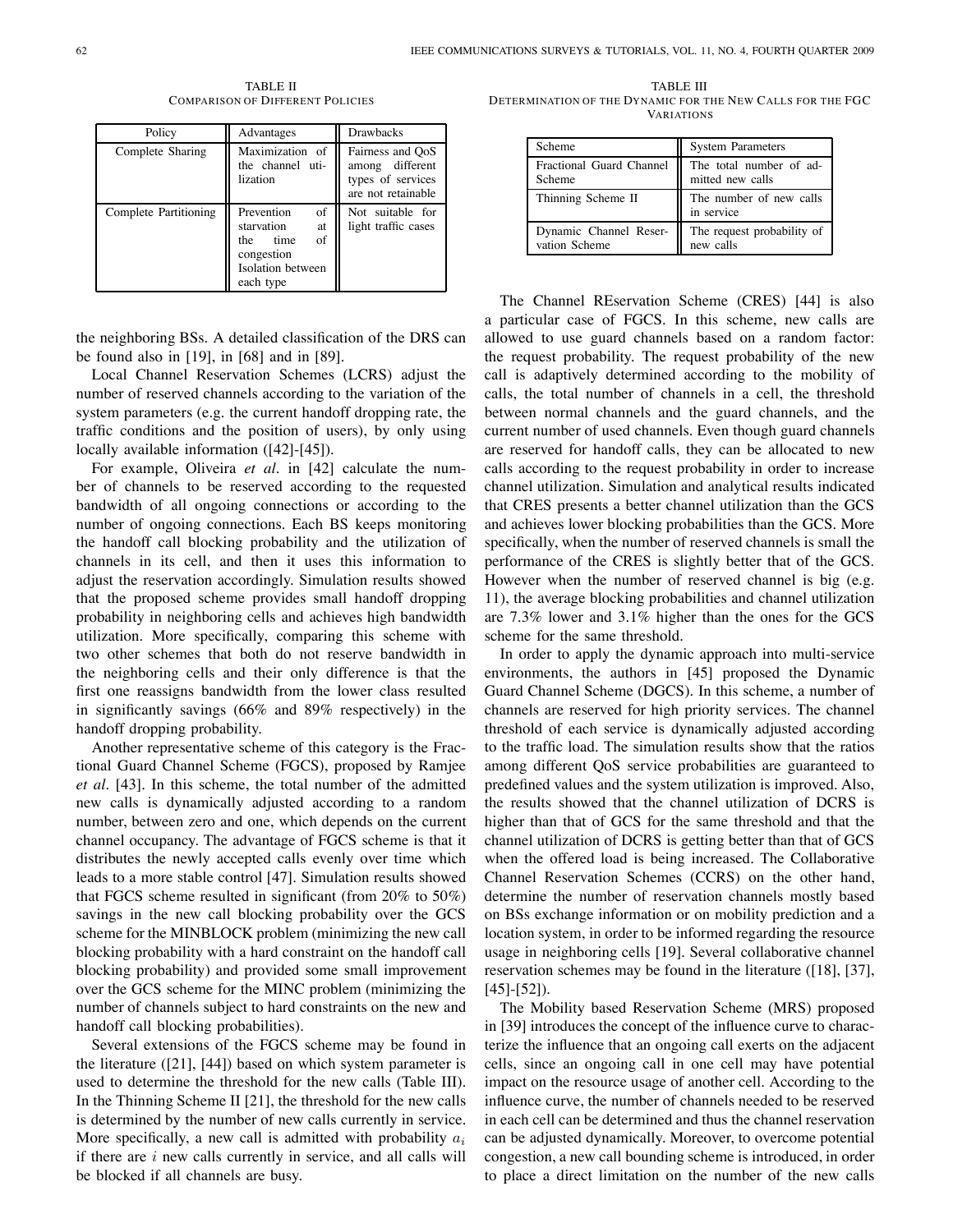TABLE II
COMPARISON OF DIFFERENT POLICIES

| Policy | Advantages | Drawbacks |
|---|---|---|
| Complete Sharing | Maximization of the channel utilization | Fairness and QoS among different types of services are not retainable |
| Complete Partitioning | Prevention of starvation at the time of congestion Isolation between each type | Not suitable for light traffic cases |

the neighboring BSs. A detailed classification of the DRS can be found also in [19], in [68] and in [89].

Local Channel Reservation Schemes (LCRS) adjust the number of reserved channels according to the variation of the system parameters (e.g. the current handoff dropping rate, the traffic conditions and the position of users), by only using locally available information ([42]-[45]).

For example, Oliveira *et al*. in [42] calculate the number of channels to be reserved according to the requested bandwidth of all ongoing connections or according to the number of ongoing connections. Each BS keeps monitoring the handoff call blocking probability and the utilization of channels in its cell, and then it uses this information to adjust the reservation accordingly. Simulation results showed that the proposed scheme provides small handoff dropping probability in neighboring cells and achieves high bandwidth utilization. More specifically, comparing this scheme with two other schemes that both do not reserve bandwidth in the neighboring cells and their only difference is that the first one reassigns bandwidth from the lower class resulted in significantly savings (66% and 89% respectively) in the handoff dropping probability.

Another representative scheme of this category is the Fractional Guard Channel Scheme (FGCS), proposed by Ramjee *et al*. [43]. In this scheme, the total number of the admitted new calls is dynamically adjusted according to a random number, between zero and one, which depends on the current channel occupancy. The advantage of FGCS scheme is that it distributes the newly accepted calls evenly over time which leads to a more stable control [47]. Simulation results showed that FGCS scheme resulted in significant (from 20% to 50%) savings in the new call blocking probability over the GCS scheme for the MINBLOCK problem (minimizing the new call blocking probability with a hard constraint on the handoff call blocking probability) and provided some small improvement over the GCS scheme for the MINC problem (minimizing the number of channels subject to hard constraints on the new and handoff call blocking probabilities).

Several extensions of the FGCS scheme may be found in the literature ([21], [44]) based on which system parameter is used to determine the threshold for the new calls (Table III). In the Thinning Scheme II [21], the threshold for the new calls is determined by the number of new calls currently in service. More specifically, a new call is admitted with probability $a_i$ if there are $i$ new calls currently in service, and all calls will be blocked if all channels are busy.

TABLE III
DETERMINATION OF THE DYNAMIC FOR THE NEW CALLS FOR THE FGC VARIATIONS

| Scheme | System Parameters |
|---|---|
| Fractional Guard Channel Scheme | The total number of admitted new calls |
| Thinning Scheme II | The number of new calls in service |
| Dynamic Channel Reservation Scheme | The request probability of new calls |

The Channel REservation Scheme (CRES) [44] is also a particular case of FGCS. In this scheme, new calls are allowed to use guard channels based on a random factor: the request probability. The request probability of the new call is adaptively determined according to the mobility of calls, the total number of channels in a cell, the threshold between normal channels and the guard channels, and the current number of used channels. Even though guard channels are reserved for handoff calls, they can be allocated to new calls according to the request probability in order to increase channel utilization. Simulation and analytical results indicated that CRES presents a better channel utilization than the GCS and achieves lower blocking probabilities than the GCS. More specifically, when the number of reserved channels is small the performance of the CRES is slightly better that of the GCS. However when the number of reserved channel is big (e.g. 11), the average blocking probabilities and channel utilization are 7.3% lower and 3.1% higher than the ones for the GCS scheme for the same threshold.

In order to apply the dynamic approach into multi-service environments, the authors in [45] proposed the Dynamic Guard Channel Scheme (DGCS). In this scheme, a number of channels are reserved for high priority services. The channel threshold of each service is dynamically adjusted according to the traffic load. The simulation results show that the ratios among different QoS service probabilities are guaranteed to predefined values and the system utilization is improved. Also, the results showed that the channel utilization of DCRS is higher than that of GCS for the same threshold and that the channel utilization of DCRS is getting better than that of GCS when the offered load is being increased. The Collaborative Channel Reservation Schemes (CCRS) on the other hand, determine the number of reservation channels mostly based on BSs exchange information or on mobility prediction and a location system, in order to be informed regarding the resource usage in neighboring cells [19]. Several collaborative channel reservation schemes may be found in the literature ([18], [37], [45]-[52]).

The Mobility based Reservation Scheme (MRS) proposed in [39] introduces the concept of the influence curve to characterize the influence that an ongoing call exerts on the adjacent cells, since an ongoing call in one cell may have potential impact on the resource usage of another cell. According to the influence curve, the number of channels needed to be reserved in each cell can be determined and thus the channel reservation can be adjusted dynamically. Moreover, to overcome potential congestion, a new call bounding scheme is introduced, in order to place a direct limitation on the number of the new calls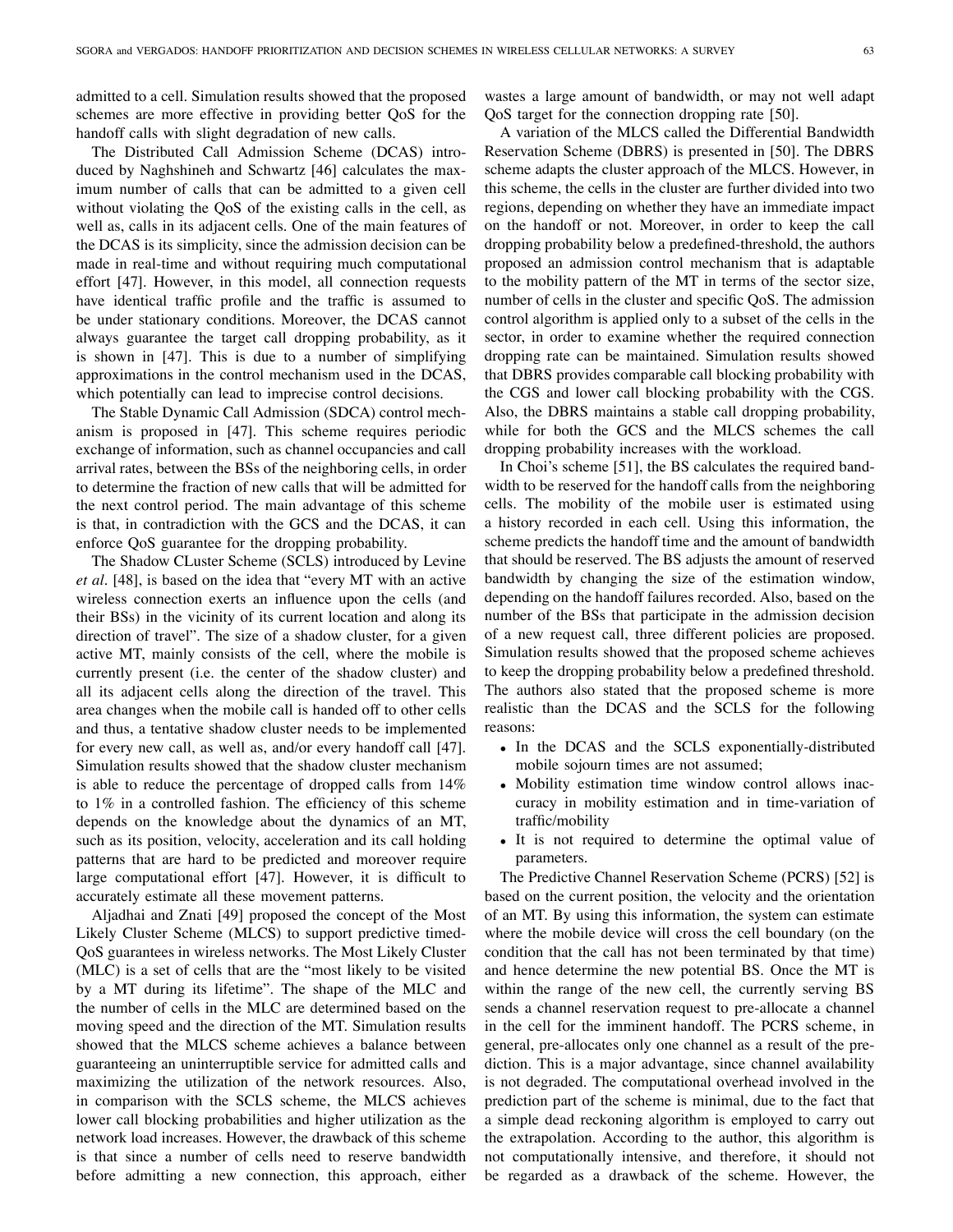admitted to a cell. Simulation results showed that the proposed schemes are more effective in providing better QoS for the handoff calls with slight degradation of new calls.

The Distributed Call Admission Scheme (DCAS) introduced by Naghshineh and Schwartz [46] calculates the maximum number of calls that can be admitted to a given cell without violating the QoS of the existing calls in the cell, as well as, calls in its adjacent cells. One of the main features of the DCAS is its simplicity, since the admission decision can be made in real-time and without requiring much computational effort [47]. However, in this model, all connection requests have identical traffic profile and the traffic is assumed to be under stationary conditions. Moreover, the DCAS cannot always guarantee the target call dropping probability, as it is shown in [47]. This is due to a number of simplifying approximations in the control mechanism used in the DCAS, which potentially can lead to imprecise control decisions.

The Stable Dynamic Call Admission (SDCA) control mechanism is proposed in [47]. This scheme requires periodic exchange of information, such as channel occupancies and call arrival rates, between the BSs of the neighboring cells, in order to determine the fraction of new calls that will be admitted for the next control period. The main advantage of this scheme is that, in contradiction with the GCS and the DCAS, it can enforce QoS guarantee for the dropping probability.

The Shadow CLuster Scheme (SCLS) introduced by Levine *et al*. [48], is based on the idea that "every MT with an active wireless connection exerts an influence upon the cells (and their BSs) in the vicinity of its current location and along its direction of travel". The size of a shadow cluster, for a given active MT, mainly consists of the cell, where the mobile is currently present (i.e. the center of the shadow cluster) and all its adjacent cells along the direction of the travel. This area changes when the mobile call is handed off to other cells and thus, a tentative shadow cluster needs to be implemented for every new call, as well as, and/or every handoff call [47]. Simulation results showed that the shadow cluster mechanism is able to reduce the percentage of dropped calls from 14% to 1% in a controlled fashion. The efficiency of this scheme depends on the knowledge about the dynamics of an MT, such as its position, velocity, acceleration and its call holding patterns that are hard to be predicted and moreover require large computational effort [47]. However, it is difficult to accurately estimate all these movement patterns.

Aljadhai and Znati [49] proposed the concept of the Most Likely Cluster Scheme (MLCS) to support predictive timed-QoS guarantees in wireless networks. The Most Likely Cluster (MLC) is a set of cells that are the "most likely to be visited by a MT during its lifetime". The shape of the MLC and the number of cells in the MLC are determined based on the moving speed and the direction of the MT. Simulation results showed that the MLCS scheme achieves a balance between guaranteeing an uninterruptible service for admitted calls and maximizing the utilization of the network resources. Also, in comparison with the SCLS scheme, the MLCS achieves lower call blocking probabilities and higher utilization as the network load increases. However, the drawback of this scheme is that since a number of cells need to reserve bandwidth before admitting a new connection, this approach, either wastes a large amount of bandwidth, or may not well adapt QoS target for the connection dropping rate [50].

A variation of the MLCS called the Differential Bandwidth Reservation Scheme (DBRS) is presented in [50]. The DBRS scheme adapts the cluster approach of the MLCS. However, in this scheme, the cells in the cluster are further divided into two regions, depending on whether they have an immediate impact on the handoff or not. Moreover, in order to keep the call dropping probability below a predefined-threshold, the authors proposed an admission control mechanism that is adaptable to the mobility pattern of the MT in terms of the sector size, number of cells in the cluster and specific QoS. The admission control algorithm is applied only to a subset of the cells in the sector, in order to examine whether the required connection dropping rate can be maintained. Simulation results showed that DBRS provides comparable call blocking probability with the CGS and lower call blocking probability with the CGS. Also, the DBRS maintains a stable call dropping probability, while for both the GCS and the MLCS schemes the call dropping probability increases with the workload.

In Choi's scheme [51], the BS calculates the required bandwidth to be reserved for the handoff calls from the neighboring cells. The mobility of the mobile user is estimated using a history recorded in each cell. Using this information, the scheme predicts the handoff time and the amount of bandwidth that should be reserved. The BS adjusts the amount of reserved bandwidth by changing the size of the estimation window, depending on the handoff failures recorded. Also, based on the number of the BSs that participate in the admission decision of a new request call, three different policies are proposed. Simulation results showed that the proposed scheme achieves to keep the dropping probability below a predefined threshold. The authors also stated that the proposed scheme is more realistic than the DCAS and the SCLS for the following reasons:

- In the DCAS and the SCLS exponentially-distributed mobile sojourn times are not assumed;
- Mobility estimation time window control allows inaccuracy in mobility estimation and in time-variation of traffic/mobility
- It is not required to determine the optimal value of parameters.

The Predictive Channel Reservation Scheme (PCRS) [52] is based on the current position, the velocity and the orientation of an MT. By using this information, the system can estimate where the mobile device will cross the cell boundary (on the condition that the call has not been terminated by that time) and hence determine the new potential BS. Once the MT is within the range of the new cell, the currently serving BS sends a channel reservation request to pre-allocate a channel in the cell for the imminent handoff. The PCRS scheme, in general, pre-allocates only one channel as a result of the prediction. This is a major advantage, since channel availability is not degraded. The computational overhead involved in the prediction part of the scheme is minimal, due to the fact that a simple dead reckoning algorithm is employed to carry out the extrapolation. According to the author, this algorithm is not computationally intensive, and therefore, it should not be regarded as a drawback of the scheme. However, the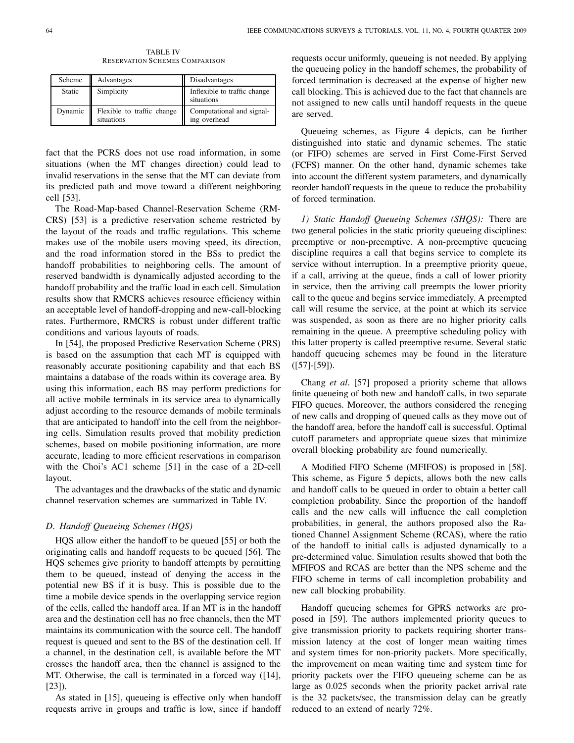TABLE IV
RESERVATION SCHEMES COMPARISON

| Scheme | Advantages | Disadvantages |
|---|---|---|
| Static | Simplicity | Inflexible to traffic change situations |
| Dynamic | Flexible to traffic change situations | Computational and signaling overhead |

fact that the PCRS does not use road information, in some situations (when the MT changes direction) could lead to invalid reservations in the sense that the MT can deviate from its predicted path and move toward a different neighboring cell [53].

The Road-Map-based Channel-Reservation Scheme (RM-CRS) [53] is a predictive reservation scheme restricted by the layout of the roads and traffic regulations. This scheme makes use of the mobile users moving speed, its direction, and the road information stored in the BSs to predict the handoff probabilities to neighboring cells. The amount of reserved bandwidth is dynamically adjusted according to the handoff probability and the traffic load in each cell. Simulation results show that RMCRS achieves resource efficiency within an acceptable level of handoff-dropping and new-call-blocking rates. Furthermore, RMCRS is robust under different traffic conditions and various layouts of roads.

In [54], the proposed Predictive Reservation Scheme (PRS) is based on the assumption that each MT is equipped with reasonably accurate positioning capability and that each BS maintains a database of the roads within its coverage area. By using this information, each BS may perform predictions for all active mobile terminals in its service area to dynamically adjust according to the resource demands of mobile terminals that are anticipated to handoff into the cell from the neighboring cells. Simulation results proved that mobility prediction schemes, based on mobile positioning information, are more accurate, leading to more efficient reservations in comparison with the Choi's AC1 scheme [51] in the case of a 2D-cell layout.

The advantages and the drawbacks of the static and dynamic channel reservation schemes are summarized in Table IV.

### *D. Handoff Queueing Schemes (HQS)*

HQS allow either the handoff to be queued [55] or both the originating calls and handoff requests to be queued [56]. The HQS schemes give priority to handoff attempts by permitting them to be queued, instead of denying the access in the potential new BS if it is busy. This is possible due to the time a mobile device spends in the overlapping service region of the cells, called the handoff area. If an MT is in the handoff area and the destination cell has no free channels, then the MT maintains its communication with the source cell. The handoff request is queued and sent to the BS of the destination cell. If a channel, in the destination cell, is available before the MT crosses the handoff area, then the channel is assigned to the MT. Otherwise, the call is terminated in a forced way ([14], [23]).

As stated in [15], queueing is effective only when handoff requests arrive in groups and traffic is low, since if handoff requests occur uniformly, queueing is not needed. By applying the queueing policy in the handoff schemes, the probability of forced termination is decreased at the expense of higher new call blocking. This is achieved due to the fact that channels are not assigned to new calls until handoff requests in the queue are served.

Queueing schemes, as Figure 4 depicts, can be further distinguished into static and dynamic schemes. The static (or FIFO) schemes are served in First Come-First Served (FCFS) manner. On the other hand, dynamic schemes take into account the different system parameters, and dynamically reorder handoff requests in the queue to reduce the probability of forced termination.

*1) Static Handoff Queueing Schemes (SHQS):* There are two general policies in the static priority queueing disciplines: preemptive or non-preemptive. A non-preemptive queueing discipline requires a call that begins service to complete its service without interruption. In a preemptive priority queue, if a call, arriving at the queue, finds a call of lower priority in service, then the arriving call preempts the lower priority call to the queue and begins service immediately. A preempted call will resume the service, at the point at which its service was suspended, as soon as there are no higher priority calls remaining in the queue. A preemptive scheduling policy with this latter property is called preemptive resume. Several static handoff queueing schemes may be found in the literature ([57]-[59]).

Chang *et al*. [57] proposed a priority scheme that allows finite queueing of both new and handoff calls, in two separate FIFO queues. Moreover, the authors considered the reneging of new calls and dropping of queued calls as they move out of the handoff area, before the handoff call is successful. Optimal cutoff parameters and appropriate queue sizes that minimize overall blocking probability are found numerically.

A Modified FIFO Scheme (MFIFOS) is proposed in [58]. This scheme, as Figure 5 depicts, allows both the new calls and handoff calls to be queued in order to obtain a better call completion probability. Since the proportion of the handoff calls and the new calls will influence the call completion probabilities, in general, the authors proposed also the Rationed Channel Assignment Scheme (RCAS), where the ratio of the handoff to initial calls is adjusted dynamically to a pre-determined value. Simulation results showed that both the MFIFOS and RCAS are better than the NPS scheme and the FIFO scheme in terms of call incompletion probability and new call blocking probability.

Handoff queueing schemes for GPRS networks are proposed in [59]. The authors implemented priority queues to give transmission priority to packets requiring shorter transmission latency at the cost of longer mean waiting times and system times for non-priority packets. More specifically, the improvement on mean waiting time and system time for priority packets over the FIFO queueing scheme can be as large as 0.025 seconds when the priority packet arrival rate is the 32 packets/sec, the transmission delay can be greatly reduced to an extend of nearly 72%.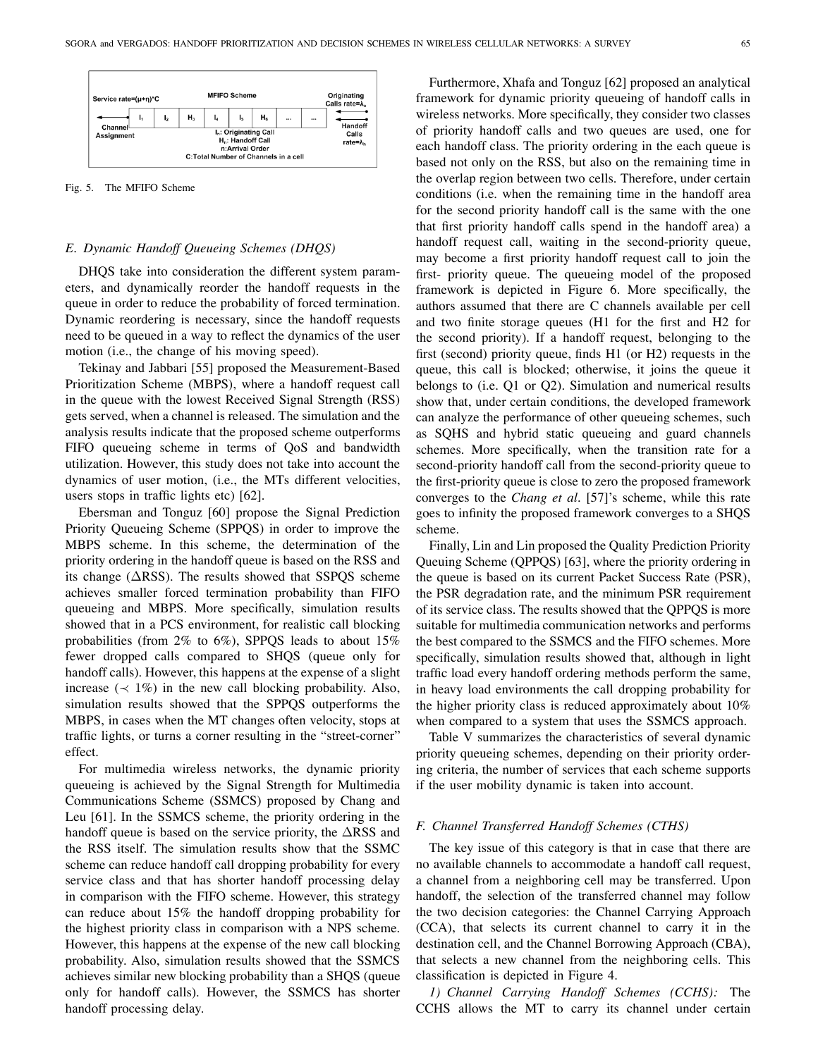MFIFO Scheme

| Service rate=(μ+η)*C | $I_1$ | $I_2$ | $H_3$ | $I_4$ | $I_5$ | $H_6$ | ... | ... | Originating Calls rate=$\lambda_o$ |
|---|---|---|---|---|---|---|---|---|---|

Channel Assignment ← ; $I_n$: Originating Call; $H_n$: Handoff Call; n: Arrival Order; C: Total Number of Channels in a cell; ← Handoff Calls rate=$\lambda_h$

Fig. 5. The MFIFO Scheme

### E. Dynamic Handoff Queueing Schemes (DHQS)

DHQS take into consideration the different system parameters, and dynamically reorder the handoff requests in the queue in order to reduce the probability of forced termination. Dynamic reordering is necessary, since the handoff requests need to be queued in a way to reflect the dynamics of the user motion (i.e., the change of his moving speed).

Tekinay and Jabbari [55] proposed the Measurement-Based Prioritization Scheme (MBPS), where a handoff request call in the queue with the lowest Received Signal Strength (RSS) gets served, when a channel is released. The simulation and the analysis results indicate that the proposed scheme outperforms FIFO queueing scheme in terms of QoS and bandwidth utilization. However, this study does not take into account the dynamics of user motion, (i.e., the MTs different velocities, users stops in traffic lights etc) [62].

Ebersman and Tonguz [60] propose the Signal Prediction Priority Queueing Scheme (SPPQS) in order to improve the MBPS scheme. In this scheme, the determination of the priority ordering in the handoff queue is based on the RSS and its change ($\Delta$RSS). The results showed that SSPQS scheme achieves smaller forced termination probability than FIFO queueing and MBPS. More specifically, simulation results showed that in a PCS environment, for realistic call blocking probabilities (from 2% to 6%), SPPQS leads to about 15% fewer dropped calls compared to SHQS (queue only for handoff calls). However, this happens at the expense of a slight increase ($\prec$ 1%) in the new call blocking probability. Also, simulation results showed that the SPPQS outperforms the MBPS, in cases when the MT changes often velocity, stops at traffic lights, or turns a corner resulting in the "street-corner" effect.

For multimedia wireless networks, the dynamic priority queueing is achieved by the Signal Strength for Multimedia Communications Scheme (SSMCS) proposed by Chang and Leu [61]. In the SSMCS scheme, the priority ordering in the handoff queue is based on the service priority, the $\Delta$RSS and the RSS itself. The simulation results show that the SSMC scheme can reduce handoff call dropping probability for every service class and that has shorter handoff processing delay in comparison with the FIFO scheme. However, this strategy can reduce about 15% the handoff dropping probability for the highest priority class in comparison with a NPS scheme. However, this happens at the expense of the new call blocking probability. Also, simulation results showed that the SSMCS achieves similar new blocking probability than a SHQS (queue only for handoff calls). However, the SSMCS has shorter handoff processing delay.

Furthermore, Xhafa and Tonguz [62] proposed an analytical framework for dynamic priority queueing of handoff calls in wireless networks. More specifically, they consider two classes of priority handoff calls and two queues are used, one for each handoff class. The priority ordering in the each queue is based not only on the RSS, but also on the remaining time in the overlap region between two cells. Therefore, under certain conditions (i.e. when the remaining time in the handoff area for the second priority handoff call is the same with the one that first priority handoff calls spend in the handoff area) a handoff request call, waiting in the second-priority queue, may become a first priority handoff request call to join the first- priority queue. The queueing model of the proposed framework is depicted in Figure 6. More specifically, the authors assumed that there are C channels available per cell and two finite storage queues (H1 for the first and H2 for the second priority). If a handoff request, belonging to the first (second) priority queue, finds H1 (or H2) requests in the queue, this call is blocked; otherwise, it joins the queue it belongs to (i.e. Q1 or Q2). Simulation and numerical results show that, under certain conditions, the developed framework can analyze the performance of other queueing schemes, such as SQHS and hybrid static queueing and guard channels schemes. More specifically, when the transition rate for a second-priority handoff call from the second-priority queue to the first-priority queue is close to zero the proposed framework converges to the *Chang et al*. [57]'s scheme, while this rate goes to infinity the proposed framework converges to a SHQS scheme.

Finally, Lin and Lin proposed the Quality Prediction Priority Queuing Scheme (QPPQS) [63], where the priority ordering in the queue is based on its current Packet Success Rate (PSR), the PSR degradation rate, and the minimum PSR requirement of its service class. The results showed that the QPPQS is more suitable for multimedia communication networks and performs the best compared to the SSMCS and the FIFO schemes. More specifically, simulation results showed that, although in light traffic load every handoff ordering methods perform the same, in heavy load environments the call dropping probability for the higher priority class is reduced approximately about 10% when compared to a system that uses the SSMCS approach.

Table V summarizes the characteristics of several dynamic priority queueing schemes, depending on their priority ordering criteria, the number of services that each scheme supports if the user mobility dynamic is taken into account.

### F. Channel Transferred Handoff Schemes (CTHS)

The key issue of this category is that in case that there are no available channels to accommodate a handoff call request, a channel from a neighboring cell may be transferred. Upon handoff, the selection of the transferred channel may follow the two decision categories: the Channel Carrying Approach (CCA), that selects its current channel to carry it in the destination cell, and the Channel Borrowing Approach (CBA), that selects a new channel from the neighboring cells. This classification is depicted in Figure 4.

*1) Channel Carrying Handoff Schemes (CCHS):* The CCHS allows the MT to carry its channel under certain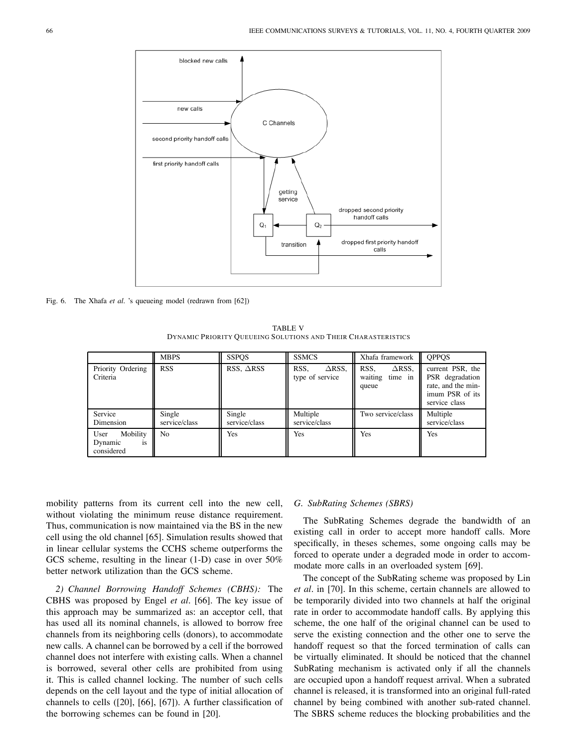Fig. 6. The Xhafa *et al.* 's queueing model (redrawn from [62])

TABLE V
DYNAMIC PRIORITY QUEUEING SOLUTIONS AND THEIR CHARASTERISTICS

| | MBPS | SSPQS | SSMCS | Xhafa framework | QPPQS |
|---|---|---|---|---|---|
| Priority Ordering Criteria | RSS | RSS, $\Delta$RSS | RSS, $\Delta$RSS, type of service | RSS, $\Delta$RSS, waiting time in queue | current PSR, the PSR degradation rate, and the minimum PSR of its service class |
| Service Dimension | Single service/class | Single service/class | Multiple service/class | Two service/class | Multiple service/class |
| User Mobility Dynamic is considered | No | Yes | Yes | Yes | Yes |

mobility patterns from its current cell into the new cell, without violating the minimum reuse distance requirement. Thus, communication is now maintained via the BS in the new cell using the old channel [65]. Simulation results showed that in linear cellular systems the CCHS scheme outperforms the GCS scheme, resulting in the linear (1-D) case in over 50% better network utilization than the GCS scheme.

*2) Channel Borrowing Handoff Schemes (CBHS):* The CBHS was proposed by Engel *et al*. [66]. The key issue of this approach may be summarized as: an acceptor cell, that has used all its nominal channels, is allowed to borrow free channels from its neighboring cells (donors), to accommodate new calls. A channel can be borrowed by a cell if the borrowed channel does not interfere with existing calls. When a channel is borrowed, several other cells are prohibited from using it. This is called channel locking. The number of such cells depends on the cell layout and the type of initial allocation of channels to cells ([20], [66], [67]). A further classification of the borrowing schemes can be found in [20].

### G. SubRating Schemes (SBRS)

The SubRating Schemes degrade the bandwidth of an existing call in order to accept more handoff calls. More specifically, in theses schemes, some ongoing calls may be forced to operate under a degraded mode in order to accommodate more calls in an overloaded system [69].

The concept of the SubRating scheme was proposed by Lin *et al*. in [70]. In this scheme, certain channels are allowed to be temporarily divided into two channels at half the original rate in order to accommodate handoff calls. By applying this scheme, the one half of the original channel can be used to serve the existing connection and the other one to serve the handoff request so that the forced termination of calls can be virtually eliminated. It should be noticed that the channel SubRating mechanism is activated only if all the channels are occupied upon a handoff request arrival. When a subrated channel is released, it is transformed into an original full-rated channel by being combined with another sub-rated channel. The SBRS scheme reduces the blocking probabilities and the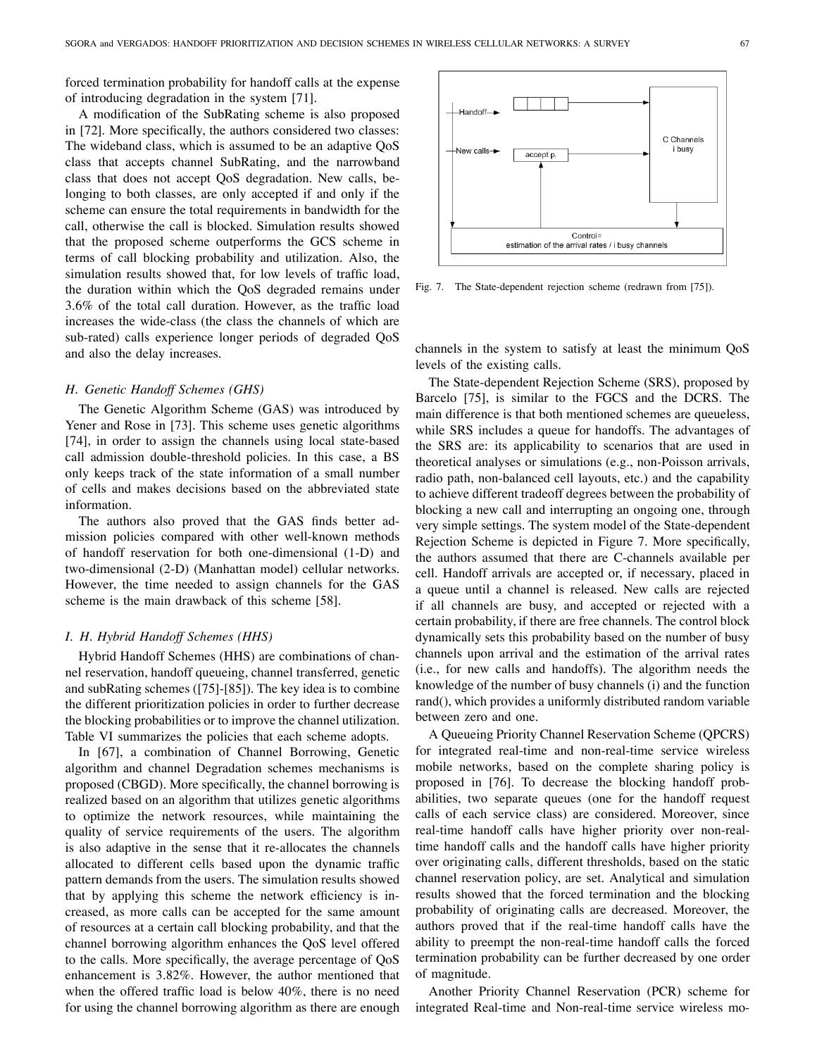forced termination probability for handoff calls at the expense of introducing degradation in the system [71].

A modification of the SubRating scheme is also proposed in [72]. More specifically, the authors considered two classes: The wideband class, which is assumed to be an adaptive QoS class that accepts channel SubRating, and the narrowband class that does not accept QoS degradation. New calls, belonging to both classes, are only accepted if and only if the scheme can ensure the total requirements in bandwidth for the call, otherwise the call is blocked. Simulation results showed that the proposed scheme outperforms the GCS scheme in terms of call blocking probability and utilization. Also, the simulation results showed that, for low levels of traffic load, the duration within which the QoS degraded remains under 3.6% of the total call duration. However, as the traffic load increases the wide-class (the class the channels of which are sub-rated) calls experience longer periods of degraded QoS and also the delay increases.

### *H. Genetic Handoff Schemes (GHS)*

The Genetic Algorithm Scheme (GAS) was introduced by Yener and Rose in [73]. This scheme uses genetic algorithms [74], in order to assign the channels using local state-based call admission double-threshold policies. In this case, a BS only keeps track of the state information of a small number of cells and makes decisions based on the abbreviated state information.

The authors also proved that the GAS finds better admission policies compared with other well-known methods of handoff reservation for both one-dimensional (1-D) and two-dimensional (2-D) (Manhattan model) cellular networks. However, the time needed to assign channels for the GAS scheme is the main drawback of this scheme [58].

### *I. H. Hybrid Handoff Schemes (HHS)*

Hybrid Handoff Schemes (HHS) are combinations of channel reservation, handoff queueing, channel transferred, genetic and subRating schemes ([75]-[85]). The key idea is to combine the different prioritization policies in order to further decrease the blocking probabilities or to improve the channel utilization. Table VI summarizes the policies that each scheme adopts.

In [67], a combination of Channel Borrowing, Genetic algorithm and channel Degradation schemes mechanisms is proposed (CBGD). More specifically, the channel borrowing is realized based on an algorithm that utilizes genetic algorithms to optimize the network resources, while maintaining the quality of service requirements of the users. The algorithm is also adaptive in the sense that it re-allocates the channels allocated to different cells based upon the dynamic traffic pattern demands from the users. The simulation results showed that by applying this scheme the network efficiency is increased, as more calls can be accepted for the same amount of resources at a certain call blocking probability, and that the channel borrowing algorithm enhances the QoS level offered to the calls. More specifically, the average percentage of QoS enhancement is 3.82%. However, the author mentioned that when the offered traffic load is below 40%, there is no need for using the channel borrowing algorithm as there are enough channels in the system to satisfy at least the minimum QoS levels of the existing calls.

Fig. 7. The State-dependent rejection scheme (redrawn from [75]).

The State-dependent Rejection Scheme (SRS), proposed by Barcelo [75], is similar to the FGCS and the DCRS. The main difference is that both mentioned schemes are queueless, while SRS includes a queue for handoffs. The advantages of the SRS are: its applicability to scenarios that are used in theoretical analyses or simulations (e.g., non-Poisson arrivals, radio path, non-balanced cell layouts, etc.) and the capability to achieve different tradeoff degrees between the probability of blocking a new call and interrupting an ongoing one, through very simple settings. The system model of the State-dependent Rejection Scheme is depicted in Figure 7. More specifically, the authors assumed that there are C-channels available per cell. Handoff arrivals are accepted or, if necessary, placed in a queue until a channel is released. New calls are rejected if all channels are busy, and accepted or rejected with a certain probability, if there are free channels. The control block dynamically sets this probability based on the number of busy channels upon arrival and the estimation of the arrival rates (i.e., for new calls and handoffs). The algorithm needs the knowledge of the number of busy channels (i) and the function rand(), which provides a uniformly distributed random variable between zero and one.

A Queueing Priority Channel Reservation Scheme (QPCRS) for integrated real-time and non-real-time service wireless mobile networks, based on the complete sharing policy is proposed in [76]. To decrease the blocking handoff probabilities, two separate queues (one for the handoff request calls of each service class) are considered. Moreover, since real-time handoff calls have higher priority over non-real-time handoff calls and the handoff calls have higher priority over originating calls, different thresholds, based on the static channel reservation policy, are set. Analytical and simulation results showed that the forced termination and the blocking probability of originating calls are decreased. Moreover, the authors proved that if the real-time handoff calls have the ability to preempt the non-real-time handoff calls the forced termination probability can be further decreased by one order of magnitude.

Another Priority Channel Reservation (PCR) scheme for integrated Real-time and Non-real-time service wireless mo-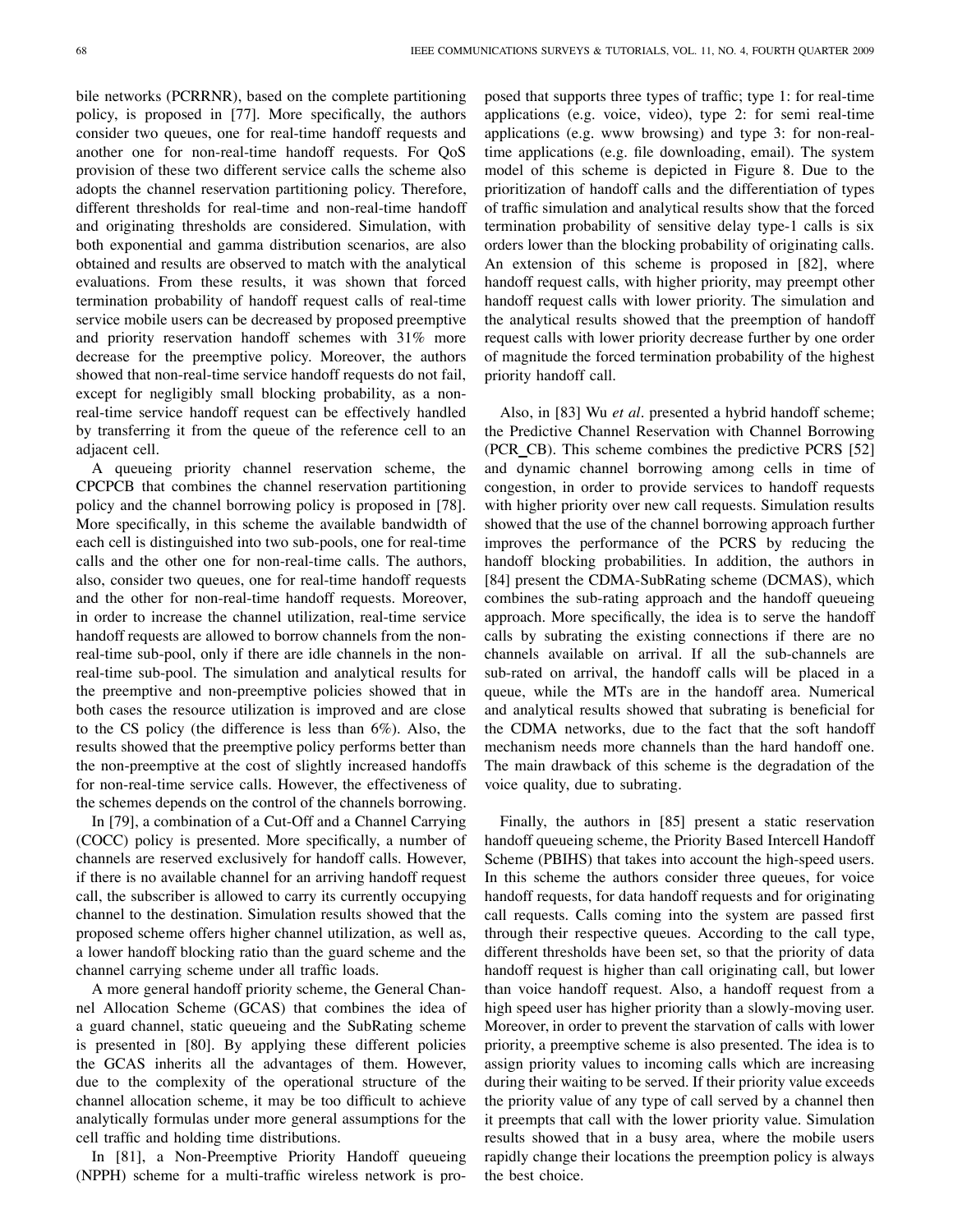bile networks (PCRRNR), based on the complete partitioning policy, is proposed in [77]. More specifically, the authors consider two queues, one for real-time handoff requests and another one for non-real-time handoff requests. For QoS provision of these two different service calls the scheme also adopts the channel reservation partitioning policy. Therefore, different thresholds for real-time and non-real-time handoff and originating thresholds are considered. Simulation, with both exponential and gamma distribution scenarios, are also obtained and results are observed to match with the analytical evaluations. From these results, it was shown that forced termination probability of handoff request calls of real-time service mobile users can be decreased by proposed preemptive and priority reservation handoff schemes with 31% more decrease for the preemptive policy. Moreover, the authors showed that non-real-time service handoff requests do not fail, except for negligibly small blocking probability, as a non-real-time service handoff request can be effectively handled by transferring it from the queue of the reference cell to an adjacent cell.

A queueing priority channel reservation scheme, the CPCPCB that combines the channel reservation partitioning policy and the channel borrowing policy is proposed in [78]. More specifically, in this scheme the available bandwidth of each cell is distinguished into two sub-pools, one for real-time calls and the other one for non-real-time calls. The authors, also, consider two queues, one for real-time handoff requests and the other for non-real-time handoff requests. Moreover, in order to increase the channel utilization, real-time service handoff requests are allowed to borrow channels from the non-real-time sub-pool, only if there are idle channels in the non-real-time sub-pool. The simulation and analytical results for the preemptive and non-preemptive policies showed that in both cases the resource utilization is improved and are close to the CS policy (the difference is less than 6%). Also, the results showed that the preemptive policy performs better than the non-preemptive at the cost of slightly increased handoffs for non-real-time service calls. However, the effectiveness of the schemes depends on the control of the channels borrowing.

In [79], a combination of a Cut-Off and a Channel Carrying (COCC) policy is presented. More specifically, a number of channels are reserved exclusively for handoff calls. However, if there is no available channel for an arriving handoff request call, the subscriber is allowed to carry its currently occupying channel to the destination. Simulation results showed that the proposed scheme offers higher channel utilization, as well as, a lower handoff blocking ratio than the guard scheme and the channel carrying scheme under all traffic loads.

A more general handoff priority scheme, the General Channel Allocation Scheme (GCAS) that combines the idea of a guard channel, static queueing and the SubRating scheme is presented in [80]. By applying these different policies the GCAS inherits all the advantages of them. However, due to the complexity of the operational structure of the channel allocation scheme, it may be too difficult to achieve analytically formulas under more general assumptions for the cell traffic and holding time distributions.

In [81], a Non-Preemptive Priority Handoff queueing (NPPH) scheme for a multi-traffic wireless network is proposed that supports three types of traffic; type 1: for real-time applications (e.g. voice, video), type 2: for semi real-time applications (e.g. www browsing) and type 3: for non-real-time applications (e.g. file downloading, email). The system model of this scheme is depicted in Figure 8. Due to the prioritization of handoff calls and the differentiation of types of traffic simulation and analytical results show that the forced termination probability of sensitive delay type-1 calls is six orders lower than the blocking probability of originating calls. An extension of this scheme is proposed in [82], where handoff request calls, with higher priority, may preempt other handoff request calls with lower priority. The simulation and the analytical results showed that the preemption of handoff request calls with lower priority decrease further by one order of magnitude the forced termination probability of the highest priority handoff call.

Also, in [83] Wu *et al*. presented a hybrid handoff scheme; the Predictive Channel Reservation with Channel Borrowing (PCR_CB). This scheme combines the predictive PCRS [52] and dynamic channel borrowing among cells in time of congestion, in order to provide services to handoff requests with higher priority over new call requests. Simulation results showed that the use of the channel borrowing approach further improves the performance of the PCRS by reducing the handoff blocking probabilities. In addition, the authors in [84] present the CDMA-SubRating scheme (DCMAS), which combines the sub-rating approach and the handoff queueing approach. More specifically, the idea is to serve the handoff calls by subrating the existing connections if there are no channels available on arrival. If all the sub-channels are sub-rated on arrival, the handoff calls will be placed in a queue, while the MTs are in the handoff area. Numerical and analytical results showed that subrating is beneficial for the CDMA networks, due to the fact that the soft handoff mechanism needs more channels than the hard handoff one. The main drawback of this scheme is the degradation of the voice quality, due to subrating.

Finally, the authors in [85] present a static reservation handoff queueing scheme, the Priority Based Intercell Handoff Scheme (PBIHS) that takes into account the high-speed users. In this scheme the authors consider three queues, for voice handoff requests, for data handoff requests and for originating call requests. Calls coming into the system are passed first through their respective queues. According to the call type, different thresholds have been set, so that the priority of data handoff request is higher than call originating call, but lower than voice handoff request. Also, a handoff request from a high speed user has higher priority than a slowly-moving user. Moreover, in order to prevent the starvation of calls with lower priority, a preemptive scheme is also presented. The idea is to assign priority values to incoming calls which are increasing during their waiting to be served. If their priority value exceeds the priority value of any type of call served by a channel then it preempts that call with the lower priority value. Simulation results showed that in a busy area, where the mobile users rapidly change their locations the preemption policy is always the best choice.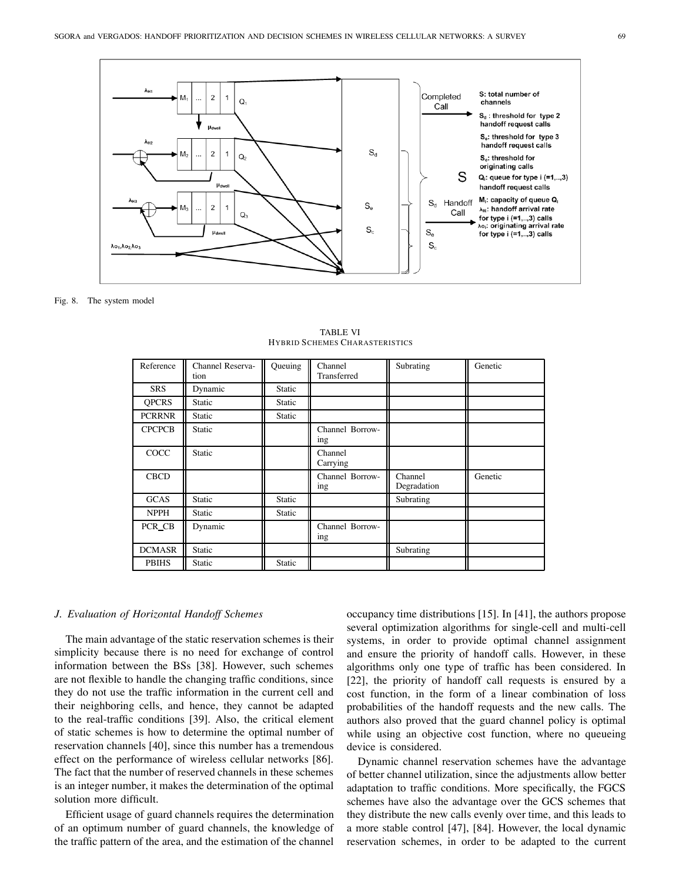Fig. 8. The system model

TABLE VI
HYBRID SCHEMES CHARASTERISTICS

| Reference | Channel Reservation | Queuing | Channel Transferred | Subrating | Genetic |
|---|---|---|---|---|---|
| SRS | Dynamic | Static | | | |
| QPCRS | Static | Static | | | |
| PCRRNR | Static | Static | | | |
| CPCPCB | Static | | Channel Borrowing | | |
| COCC | Static | | Channel Carrying | | |
| CBCD | | | Channel Borrowing | Channel Degradation | Genetic |
| GCAS | Static | Static | | Subrating | |
| NPPH | Static | Static | | | |
| PCR_CB | Dynamic | | Channel Borrowing | | |
| DCMASR | Static | | | Subrating | |
| PBIHS | Static | Static | | | |

### J. Evaluation of Horizontal Handoff Schemes

The main advantage of the static reservation schemes is their simplicity because there is no need for exchange of control information between the BSs [38]. However, such schemes are not flexible to handle the changing traffic conditions, since they do not use the traffic information in the current cell and their neighboring cells, and hence, they cannot be adapted to the real-traffic conditions [39]. Also, the critical element of static schemes is how to determine the optimal number of reservation channels [40], since this number has a tremendous effect on the performance of wireless cellular networks [86]. The fact that the number of reserved channels in these schemes is an integer number, it makes the determination of the optimal solution more difficult.

Efficient usage of guard channels requires the determination of an optimum number of guard channels, the knowledge of the traffic pattern of the area, and the estimation of the channel occupancy time distributions [15]. In [41], the authors propose several optimization algorithms for single-cell and multi-cell systems, in order to provide optimal channel assignment and ensure the priority of handoff calls. However, in these algorithms only one type of traffic has been considered. In [22], the priority of handoff call requests is ensured by a cost function, in the form of a linear combination of loss probabilities of the handoff requests and the new calls. The authors also proved that the guard channel policy is optimal while using an objective cost function, where no queueing device is considered.

Dynamic channel reservation schemes have the advantage of better channel utilization, since the adjustments allow better adaptation to traffic conditions. More specifically, the FGCS schemes have also the advantage over the GCS schemes that they distribute the new calls evenly over time, and this leads to a more stable control [47], [84]. However, the local dynamic reservation schemes, in order to be adapted to the current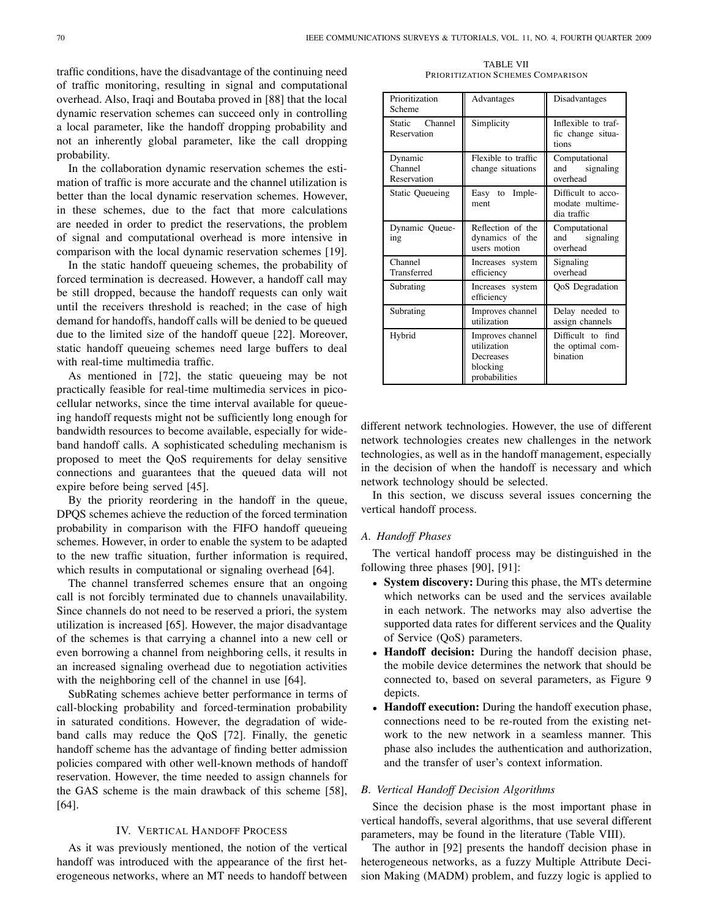traffic conditions, have the disadvantage of the continuing need of traffic monitoring, resulting in signal and computational overhead. Also, Iraqi and Boutaba proved in [88] that the local dynamic reservation schemes can succeed only in controlling a local parameter, like the handoff dropping probability and not an inherently global parameter, like the call dropping probability.

In the collaboration dynamic reservation schemes the estimation of traffic is more accurate and the channel utilization is better than the local dynamic reservation schemes. However, in these schemes, due to the fact that more calculations are needed in order to predict the reservations, the problem of signal and computational overhead is more intensive in comparison with the local dynamic reservation schemes [19].

In the static handoff queueing schemes, the probability of forced termination is decreased. However, a handoff call may be still dropped, because the handoff requests can only wait until the receivers threshold is reached; in the case of high demand for handoffs, handoff calls will be denied to be queued due to the limited size of the handoff queue [22]. Moreover, static handoff queueing schemes need large buffers to deal with real-time multimedia traffic.

As mentioned in [72], the static queueing may be not practically feasible for real-time multimedia services in picocellular networks, since the time interval available for queueing handoff requests might not be sufficiently long enough for bandwidth resources to become available, especially for wideband handoff calls. A sophisticated scheduling mechanism is proposed to meet the QoS requirements for delay sensitive connections and guarantees that the queued data will not expire before being served [45].

By the priority reordering in the handoff in the queue, DPQS schemes achieve the reduction of the forced termination probability in comparison with the FIFO handoff queueing schemes. However, in order to enable the system to be adapted to the new traffic situation, further information is required, which results in computational or signaling overhead [64].

The channel transferred schemes ensure that an ongoing call is not forcibly terminated due to channels unavailability. Since channels do not need to be reserved a priori, the system utilization is increased [65]. However, the major disadvantage of the schemes is that carrying a channel into a new cell or even borrowing a channel from neighboring cells, it results in an increased signaling overhead due to negotiation activities with the neighboring cell of the channel in use [64].

SubRating schemes achieve better performance in terms of call-blocking probability and forced-termination probability in saturated conditions. However, the degradation of wideband calls may reduce the QoS [72]. Finally, the genetic handoff scheme has the advantage of finding better admission policies compared with other well-known methods of handoff reservation. However, the time needed to assign channels for the GAS scheme is the main drawback of this scheme [58], [64].

TABLE VII
PRIORITIZATION SCHEMES COMPARISON

| Prioritization Scheme | Advantages | Disadvantages |
|---|---|---|
| Static Channel Reservation | Simplicity | Inflexible to traffic change situations |
| Dynamic Channel Reservation | Flexible to traffic change situations | Computational and signaling overhead |
| Static Queueing | Easy to Implement | Difficult to accomodate multimedia traffic |
| Dynamic Queueing | Reflection of the dynamics of the users motion | Computational and signaling overhead |
| Channel Transferred | Increases system efficiency | Signaling overhead |
| Subrating | Increases system efficiency | QoS Degradation |
| Subrating | Improves channel utilization | Delay needed to assign channels |
| Hybrid | Improves channel utilization Decreases blocking probabilities | Difficult to find the optimal combination |

## IV. Vertical Handoff Process

As it was previously mentioned, the notion of the vertical handoff was introduced with the appearance of the first heterogeneous networks, where an MT needs to handoff between different network technologies. However, the use of different network technologies creates new challenges in the network technologies, as well as in the handoff management, especially in the decision of when the handoff is necessary and which network technology should be selected.

In this section, we discuss several issues concerning the vertical handoff process.

### *A. Handoff Phases*

The vertical handoff process may be distinguished in the following three phases [90], [91]:

- **System discovery:** During this phase, the MTs determine which networks can be used and the services available in each network. The networks may also advertise the supported data rates for different services and the Quality of Service (QoS) parameters.
- **Handoff decision:** During the handoff decision phase, the mobile device determines the network that should be connected to, based on several parameters, as Figure 9 depicts.
- **Handoff execution:** During the handoff execution phase, connections need to be re-routed from the existing network to the new network in a seamless manner. This phase also includes the authentication and authorization, and the transfer of user's context information.

### *B. Vertical Handoff Decision Algorithms*

Since the decision phase is the most important phase in vertical handoffs, several algorithms, that use several different parameters, may be found in the literature (Table VIII).

The author in [92] presents the handoff decision phase in heterogeneous networks, as a fuzzy Multiple Attribute Decision Making (MADM) problem, and fuzzy logic is applied to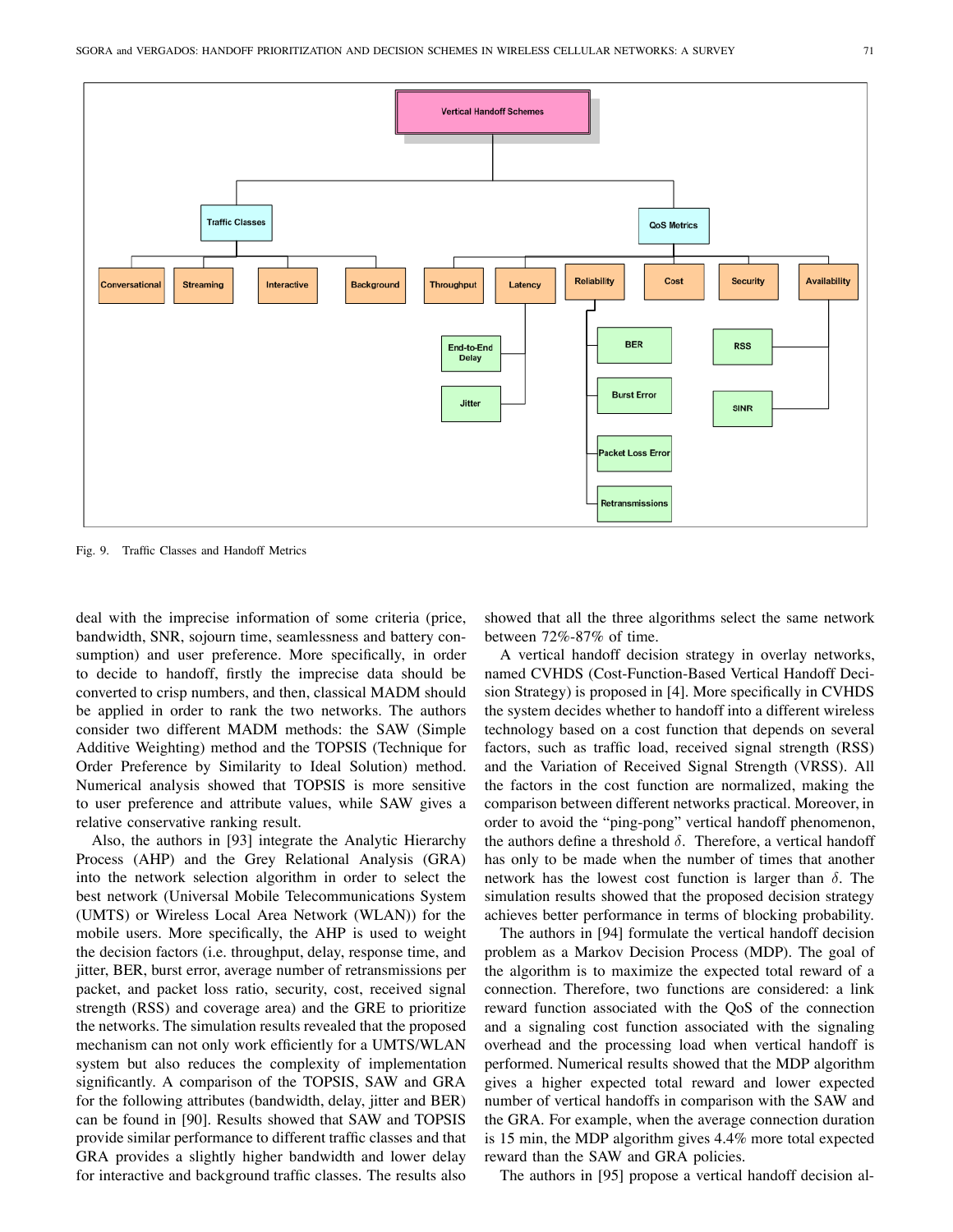Vertical Handoff Schemes

Traffic Classes

Conversational

Streaming

Interactive

Background

QoS Metrics

Throughput

Latency

End-to-End Delay

Jitter

Reliability

BER

Burst Error

Packet Loss Error

Retransmissions

Cost

Security

Availability

RSS

SINR

Fig. 9. Traffic Classes and Handoff Metrics

deal with the imprecise information of some criteria (price, bandwidth, SNR, sojourn time, seamlessness and battery consumption) and user preference. More specifically, in order to decide to handoff, firstly the imprecise data should be converted to crisp numbers, and then, classical MADM should be applied in order to rank the two networks. The authors consider two different MADM methods: the SAW (Simple Additive Weighting) method and the TOPSIS (Technique for Order Preference by Similarity to Ideal Solution) method. Numerical analysis showed that TOPSIS is more sensitive to user preference and attribute values, while SAW gives a relative conservative ranking result.

Also, the authors in [93] integrate the Analytic Hierarchy Process (AHP) and the Grey Relational Analysis (GRA) into the network selection algorithm in order to select the best network (Universal Mobile Telecommunications System (UMTS) or Wireless Local Area Network (WLAN)) for the mobile users. More specifically, the AHP is used to weight the decision factors (i.e. throughput, delay, response time, and jitter, BER, burst error, average number of retransmissions per packet, and packet loss ratio, security, cost, received signal strength (RSS) and coverage area) and the GRE to prioritize the networks. The simulation results revealed that the proposed mechanism can not only work efficiently for a UMTS/WLAN system but also reduces the complexity of implementation significantly. A comparison of the TOPSIS, SAW and GRA for the following attributes (bandwidth, delay, jitter and BER) can be found in [90]. Results showed that SAW and TOPSIS provide similar performance to different traffic classes and that GRA provides a slightly higher bandwidth and lower delay for interactive and background traffic classes. The results also showed that all the three algorithms select the same network between 72%-87% of time.

A vertical handoff decision strategy in overlay networks, named CVHDS (Cost-Function-Based Vertical Handoff Decision Strategy) is proposed in [4]. More specifically in CVHDS the system decides whether to handoff into a different wireless technology based on a cost function that depends on several factors, such as traffic load, received signal strength (RSS) and the Variation of Received Signal Strength (VRSS). All the factors in the cost function are normalized, making the comparison between different networks practical. Moreover, in order to avoid the "ping-pong" vertical handoff phenomenon, the authors define a threshold $\delta$. Therefore, a vertical handoff has only to be made when the number of times that another network has the lowest cost function is larger than $\delta$. The simulation results showed that the proposed decision strategy achieves better performance in terms of blocking probability.

The authors in [94] formulate the vertical handoff decision problem as a Markov Decision Process (MDP). The goal of the algorithm is to maximize the expected total reward of a connection. Therefore, two functions are considered: a link reward function associated with the QoS of the connection and a signaling cost function associated with the signaling overhead and the processing load when vertical handoff is performed. Numerical results showed that the MDP algorithm gives a higher expected total reward and lower expected number of vertical handoffs in comparison with the SAW and the GRA. For example, when the average connection duration is 15 min, the MDP algorithm gives 4.4% more total expected reward than the SAW and GRA policies.

The authors in [95] propose a vertical handoff decision al-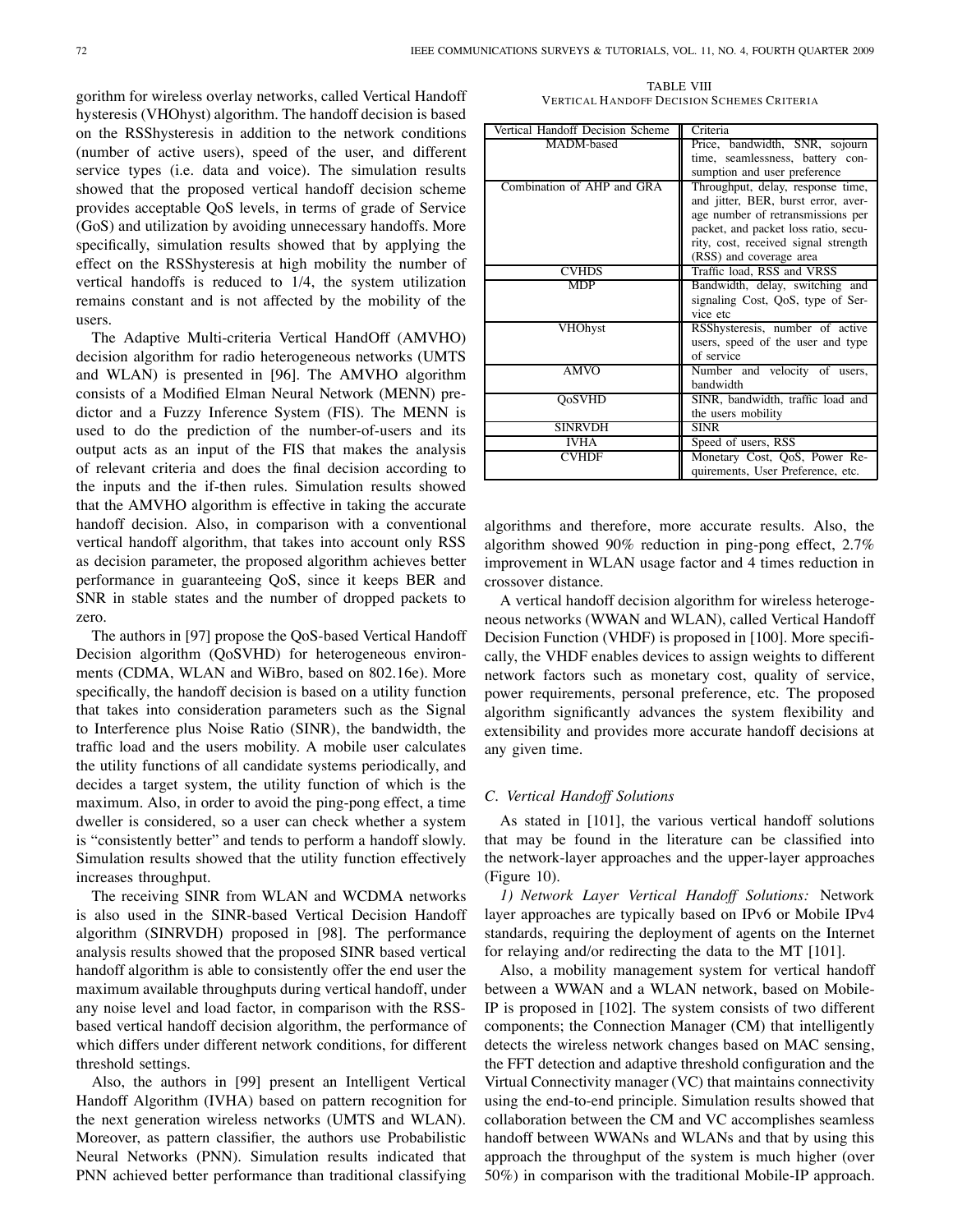gorithm for wireless overlay networks, called Vertical Handoff hysteresis (VHOhyst) algorithm. The handoff decision is based on the RSShysteresis in addition to the network conditions (number of active users), speed of the user, and different service types (i.e. data and voice). The simulation results showed that the proposed vertical handoff decision scheme provides acceptable QoS levels, in terms of grade of Service (GoS) and utilization by avoiding unnecessary handoffs. More specifically, simulation results showed that by applying the effect on the RSShysteresis at high mobility the number of vertical handoffs is reduced to 1/4, the system utilization remains constant and is not affected by the mobility of the users.

The Adaptive Multi-criteria Vertical HandOff (AMVHO) decision algorithm for radio heterogeneous networks (UMTS and WLAN) is presented in [96]. The AMVHO algorithm consists of a Modified Elman Neural Network (MENN) predictor and a Fuzzy Inference System (FIS). The MENN is used to do the prediction of the number-of-users and its output acts as an input of the FIS that makes the analysis of relevant criteria and does the final decision according to the inputs and the if-then rules. Simulation results showed that the AMVHO algorithm is effective in taking the accurate handoff decision. Also, in comparison with a conventional vertical handoff algorithm, that takes into account only RSS as decision parameter, the proposed algorithm achieves better performance in guaranteeing QoS, since it keeps BER and SNR in stable states and the number of dropped packets to zero.

The authors in [97] propose the QoS-based Vertical Handoff Decision algorithm (QoSVHD) for heterogeneous environments (CDMA, WLAN and WiBro, based on 802.16e). More specifically, the handoff decision is based on a utility function that takes into consideration parameters such as the Signal to Interference plus Noise Ratio (SINR), the bandwidth, the traffic load and the users mobility. A mobile user calculates the utility functions of all candidate systems periodically, and decides a target system, the utility function of which is the maximum. Also, in order to avoid the ping-pong effect, a time dweller is considered, so a user can check whether a system is "consistently better" and tends to perform a handoff slowly. Simulation results showed that the utility function effectively increases throughput.

The receiving SINR from WLAN and WCDMA networks is also used in the SINR-based Vertical Decision Handoff algorithm (SINRVDH) proposed in [98]. The performance analysis results showed that the proposed SINR based vertical handoff algorithm is able to consistently offer the end user the maximum available throughputs during vertical handoff, under any noise level and load factor, in comparison with the RSS-based vertical handoff decision algorithm, the performance of which differs under different network conditions, for different threshold settings.

Also, the authors in [99] present an Intelligent Vertical Handoff Algorithm (IVHA) based on pattern recognition for the next generation wireless networks (UMTS and WLAN). Moreover, as pattern classifier, the authors use Probabilistic Neural Networks (PNN). Simulation results indicated that PNN achieved better performance than traditional classifying algorithms and therefore, more accurate results. Also, the algorithm showed 90% reduction in ping-pong effect, 2.7% improvement in WLAN usage factor and 4 times reduction in crossover distance.

TABLE VIII
VERTICAL HANDOFF DECISION SCHEMES CRITERIA

| Vertical Handoff Decision Scheme | Criteria |
|---|---|
| MADM-based | Price, bandwidth, SNR, sojourn time, seamlessness, battery consumption and user preference |
| Combination of AHP and GRA | Throughput, delay, response time, and jitter, BER, burst error, average number of retransmissions per packet, and packet loss ratio, security, cost, received signal strength (RSS) and coverage area |
| CVHDS | Traffic load, RSS and VRSS |
| MDP | Bandwidth, delay, switching and signaling Cost, QoS, type of Service etc |
| VHOhyst | RSShysteresis, number of active users, speed of the user and type of service |
| AMVO | Number and velocity of users, bandwidth |
| QoSVHD | SINR, bandwidth, traffic load and the users mobility |
| SINRVDH | SINR |
| IVHA | Speed of users, RSS |
| CVHDF | Monetary Cost, QoS, Power Requirements, User Preference, etc. |

A vertical handoff decision algorithm for wireless heterogeneous networks (WWAN and WLAN), called Vertical Handoff Decision Function (VHDF) is proposed in [100]. More specifically, the VHDF enables devices to assign weights to different network factors such as monetary cost, quality of service, power requirements, personal preference, etc. The proposed algorithm significantly advances the system flexibility and extensibility and provides more accurate handoff decisions at any given time.

### *C. Vertical Handoff Solutions*

As stated in [101], the various vertical handoff solutions that may be found in the literature can be classified into the network-layer approaches and the upper-layer approaches (Figure 10).

*1) Network Layer Vertical Handoff Solutions:* Network layer approaches are typically based on IPv6 or Mobile IPv4 standards, requiring the deployment of agents on the Internet for relaying and/or redirecting the data to the MT [101].

Also, a mobility management system for vertical handoff between a WWAN and a WLAN network, based on Mobile-IP is proposed in [102]. The system consists of two different components; the Connection Manager (CM) that intelligently detects the wireless network changes based on MAC sensing, the FFT detection and adaptive threshold configuration and the Virtual Connectivity manager (VC) that maintains connectivity using the end-to-end principle. Simulation results showed that collaboration between the CM and VC accomplishes seamless handoff between WWANs and WLANs and that by using this approach the throughput of the system is much higher (over 50%) in comparison with the traditional Mobile-IP approach.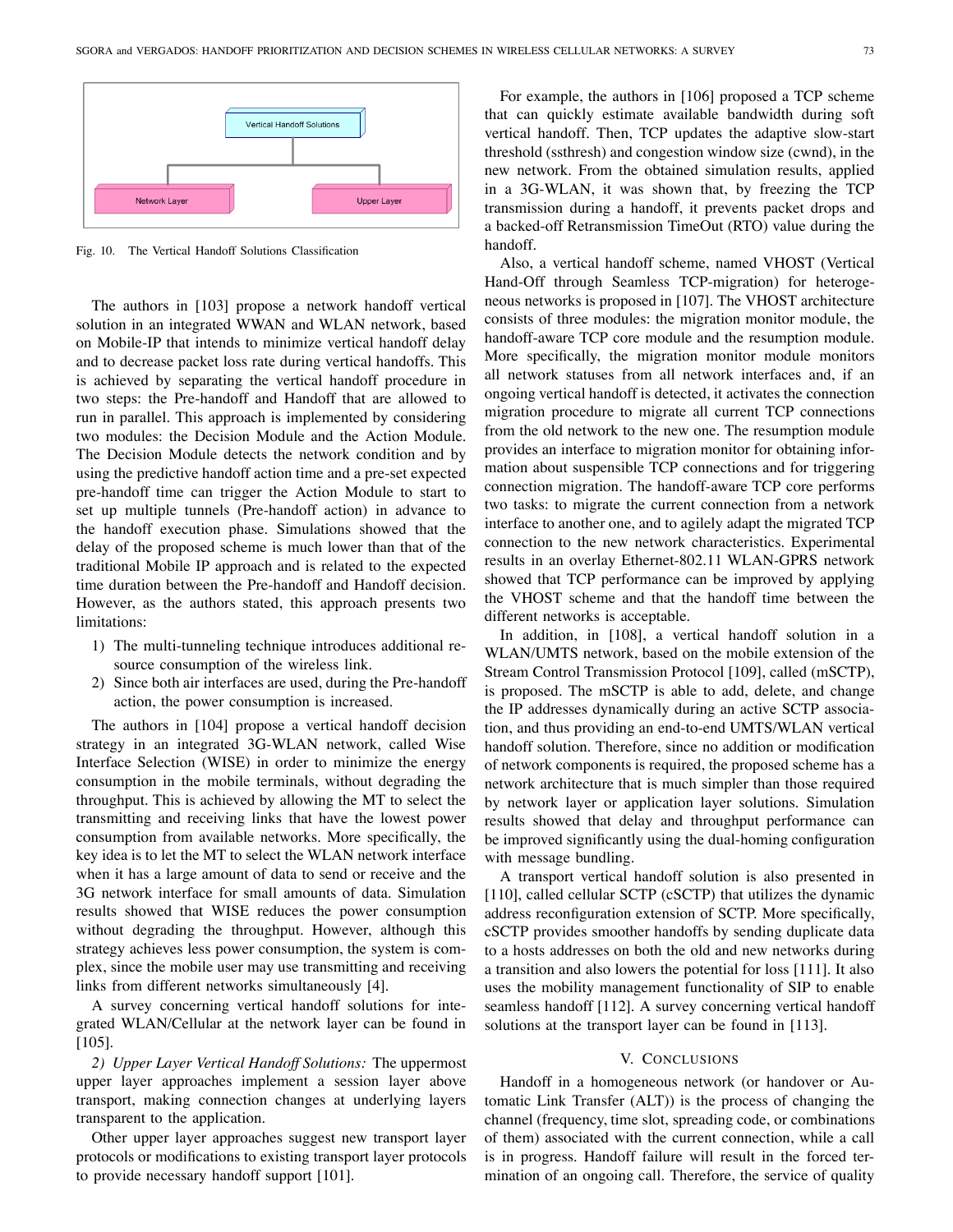Vertical Handoff Solutions

Network Layer | Upper Layer

Fig. 10. The Vertical Handoff Solutions Classification

The authors in [103] propose a network handoff vertical solution in an integrated WWAN and WLAN network, based on Mobile-IP that intends to minimize vertical handoff delay and to decrease packet loss rate during vertical handoffs. This is achieved by separating the vertical handoff procedure in two steps: the Pre-handoff and Handoff that are allowed to run in parallel. This approach is implemented by considering two modules: the Decision Module and the Action Module. The Decision Module detects the network condition and by using the predictive handoff action time and a pre-set expected pre-handoff time can trigger the Action Module to start to set up multiple tunnels (Pre-handoff action) in advance to the handoff execution phase. Simulations showed that the delay of the proposed scheme is much lower than that of the traditional Mobile IP approach and is related to the expected time duration between the Pre-handoff and Handoff decision. However, as the authors stated, this approach presents two limitations:

1) The multi-tunneling technique introduces additional resource consumption of the wireless link.
2) Since both air interfaces are used, during the Pre-handoff action, the power consumption is increased.

The authors in [104] propose a vertical handoff decision strategy in an integrated 3G-WLAN network, called Wise Interface Selection (WISE) in order to minimize the energy consumption in the mobile terminals, without degrading the throughput. This is achieved by allowing the MT to select the transmitting and receiving links that have the lowest power consumption from available networks. More specifically, the key idea is to let the MT to select the WLAN network interface when it has a large amount of data to send or receive and the 3G network interface for small amounts of data. Simulation results showed that WISE reduces the power consumption without degrading the throughput. However, although this strategy achieves less power consumption, the system is complex, since the mobile user may use transmitting and receiving links from different networks simultaneously [4].

A survey concerning vertical handoff solutions for integrated WLAN/Cellular at the network layer can be found in [105].

*2) Upper Layer Vertical Handoff Solutions:* The uppermost upper layer approaches implement a session layer above transport, making connection changes at underlying layers transparent to the application.

Other upper layer approaches suggest new transport layer protocols or modifications to existing transport layer protocols to provide necessary handoff support [101].

For example, the authors in [106] proposed a TCP scheme that can quickly estimate available bandwidth during soft vertical handoff. Then, TCP updates the adaptive slow-start threshold (ssthresh) and congestion window size (cwnd), in the new network. From the obtained simulation results, applied in a 3G-WLAN, it was shown that, by freezing the TCP transmission during a handoff, it prevents packet drops and a backed-off Retransmission TimeOut (RTO) value during the handoff.

Also, a vertical handoff scheme, named VHOST (Vertical Hand-Off through Seamless TCP-migration) for heterogeneous networks is proposed in [107]. The VHOST architecture consists of three modules: the migration monitor module, the handoff-aware TCP core module and the resumption module. More specifically, the migration monitor module monitors all network statuses from all network interfaces and, if an ongoing vertical handoff is detected, it activates the connection migration procedure to migrate all current TCP connections from the old network to the new one. The resumption module provides an interface to migration monitor for obtaining information about suspensible TCP connections and for triggering connection migration. The handoff-aware TCP core performs two tasks: to migrate the current connection from a network interface to another one, and to agilely adapt the migrated TCP connection to the new network characteristics. Experimental results in an overlay Ethernet-802.11 WLAN-GPRS network showed that TCP performance can be improved by applying the VHOST scheme and that the handoff time between the different networks is acceptable.

In addition, in [108], a vertical handoff solution in a WLAN/UMTS network, based on the mobile extension of the Stream Control Transmission Protocol [109], called (mSCTP), is proposed. The mSCTP is able to add, delete, and change the IP addresses dynamically during an active SCTP association, and thus providing an end-to-end UMTS/WLAN vertical handoff solution. Therefore, since no addition or modification of network components is required, the proposed scheme has a network architecture that is much simpler than those required by network layer or application layer solutions. Simulation results showed that delay and throughput performance can be improved significantly using the dual-homing configuration with message bundling.

A transport vertical handoff solution is also presented in [110], called cellular SCTP (cSCTP) that utilizes the dynamic address reconfiguration extension of SCTP. More specifically, cSCTP provides smoother handoffs by sending duplicate data to a hosts addresses on both the old and new networks during a transition and also lowers the potential for loss [111]. It also uses the mobility management functionality of SIP to enable seamless handoff [112]. A survey concerning vertical handoff solutions at the transport layer can be found in [113].

## V. Conclusions

Handoff in a homogeneous network (or handover or Automatic Link Transfer (ALT)) is the process of changing the channel (frequency, time slot, spreading code, or combinations of them) associated with the current connection, while a call is in progress. Handoff failure will result in the forced termination of an ongoing call. Therefore, the service of quality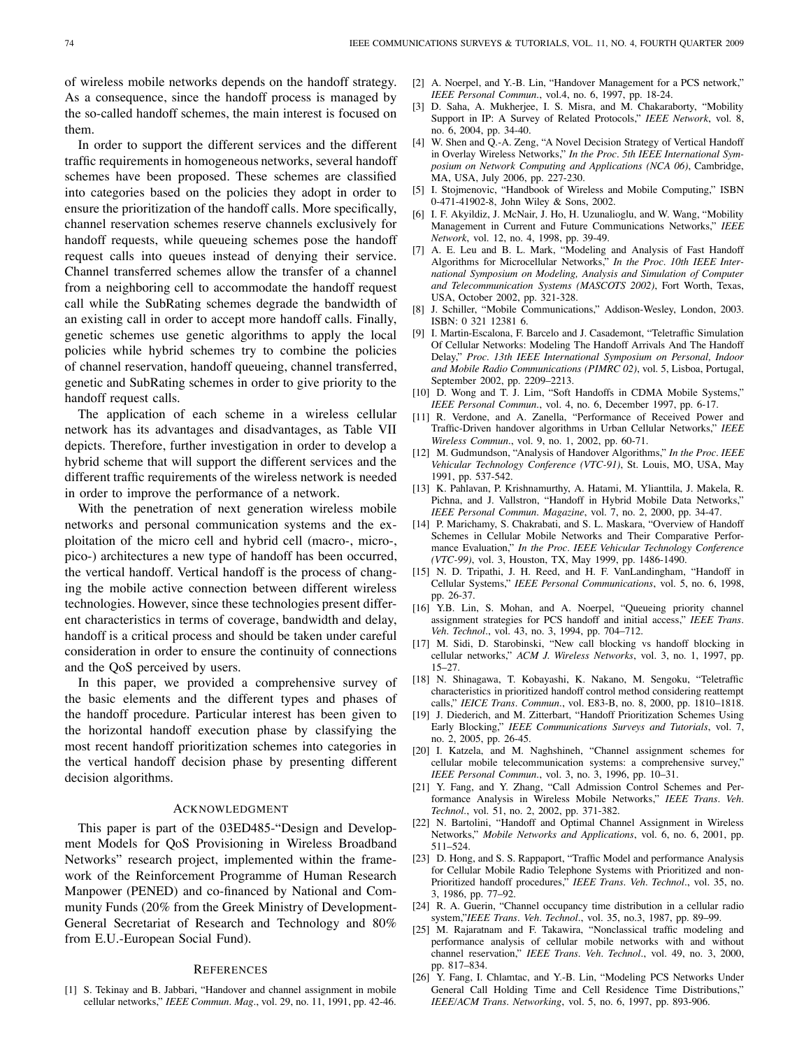of wireless mobile networks depends on the handoff strategy. As a consequence, since the handoff process is managed by the so-called handoff schemes, the main interest is focused on them.

In order to support the different services and the different traffic requirements in homogeneous networks, several handoff schemes have been proposed. These schemes are classified into categories based on the policies they adopt in order to ensure the prioritization of the handoff calls. More specifically, channel reservation schemes reserve channels exclusively for handoff requests, while queueing schemes pose the handoff request calls into queues instead of denying their service. Channel transferred schemes allow the transfer of a channel from a neighboring cell to accommodate the handoff request call while the SubRating schemes degrade the bandwidth of an existing call in order to accept more handoff calls. Finally, genetic schemes use genetic algorithms to apply the local policies while hybrid schemes try to combine the policies of channel reservation, handoff queueing, channel transferred, genetic and SubRating schemes in order to give priority to the handoff request calls.

The application of each scheme in a wireless cellular network has its advantages and disadvantages, as Table VII depicts. Therefore, further investigation in order to develop a hybrid scheme that will support the different services and the different traffic requirements of the wireless network is needed in order to improve the performance of a network.

With the penetration of next generation wireless mobile networks and personal communication systems and the exploitation of the micro cell and hybrid cell (macro-, micro-, pico-) architectures a new type of handoff has been occurred, the vertical handoff. Vertical handoff is the process of changing the mobile active connection between different wireless technologies. However, since these technologies present different characteristics in terms of coverage, bandwidth and delay, handoff is a critical process and should be taken under careful consideration in order to ensure the continuity of connections and the QoS perceived by users.

In this paper, we provided a comprehensive survey of the basic elements and the different types and phases of the handoff procedure. Particular interest has been given to the horizontal handoff execution phase by classifying the most recent handoff prioritization schemes into categories in the vertical handoff decision phase by presenting different decision algorithms.

## ACKNOWLEDGMENT

This paper is part of the 03ED485-"Design and Development Models for QoS Provisioning in Wireless Broadband Networks" research project, implemented within the framework of the Reinforcement Programme of Human Research Manpower (PENED) and co-financed by National and Community Funds (20% from the Greek Ministry of Development-General Secretariat of Research and Technology and 80% from E.U.-European Social Fund).

## REFERENCES

[1] S. Tekinay and B. Jabbari, "Handover and channel assignment in mobile cellular networks," *IEEE Commun. Mag.*, vol. 29, no. 11, 1991, pp. 42-46.

[2] A. Noerpel, and Y.-B. Lin, "Handover Management for a PCS network," *IEEE Personal Commun.*, vol.4, no. 6, 1997, pp. 18-24.

[3] D. Saha, A. Mukherjee, I. S. Misra, and M. Chakaraborty, "Mobility Support in IP: A Survey of Related Protocols," *IEEE Network*, vol. 8, no. 6, 2004, pp. 34-40.

[4] W. Shen and Q.-A. Zeng, "A Novel Decision Strategy of Vertical Handoff in Overlay Wireless Networks," *In the Proc. 5th IEEE International Symposium on Network Computing and Applications (NCA 06)*, Cambridge, MA, USA, July 2006, pp. 227-230.

[5] I. Stojmenovic, "Handbook of Wireless and Mobile Computing," ISBN 0-471-41902-8, John Wiley & Sons, 2002.

[6] I. F. Akyildiz, J. McNair, J. Ho, H. Uzunalioglu, and W. Wang, "Mobility Management in Current and Future Communications Networks," *IEEE Network*, vol. 12, no. 4, 1998, pp. 39-49.

[7] A. E. Leu and B. L. Mark, "Modeling and Analysis of Fast Handoff Algorithms for Microcellular Networks," *In the Proc. 10th IEEE International Symposium on Modeling, Analysis and Simulation of Computer and Telecommunication Systems (MASCOTS 2002)*, Fort Worth, Texas, USA, October 2002, pp. 321-328.

[8] J. Schiller, "Mobile Communications," Addison-Wesley, London, 2003. ISBN: 0 321 12381 6.

[9] I. Martin-Escalona, F. Barcelo and J. Casademont, "Teletraffic Simulation Of Cellular Networks: Modeling The Handoff Arrivals And The Handoff Delay," *Proc. 13th IEEE International Symposium on Personal, Indoor and Mobile Radio Communications (PIMRC 02)*, vol. 5, Lisboa, Portugal, September 2002, pp. 2209–2213.

[10] D. Wong and T. J. Lim, "Soft Handoffs in CDMA Mobile Systems," *IEEE Personal Commun.*, vol. 4, no. 6, December 1997, pp. 6-17.

[11] R. Verdone, and A. Zanella, "Performance of Received Power and Traffic-Driven handover algorithms in Urban Cellular Networks," *IEEE Wireless Commun.*, vol. 9, no. 1, 2002, pp. 60-71.

[12] M. Gudmundson, "Analysis of Handover Algorithms," *In the Proc. IEEE Vehicular Technology Conference (VTC-91)*, St. Louis, MO, USA, May 1991, pp. 537-542.

[13] K. Pahlavan, P. Krishnamurthy, A. Hatami, M. Ylianttila, J. Makela, R. Pichna, and J. Vallstron, "Handoff in Hybrid Mobile Data Networks," *IEEE Personal Commun. Magazine*, vol. 7, no. 2, 2000, pp. 34-47.

[14] P. Marichamy, S. Chakrabati, and S. L. Maskara, "Overview of Handoff Schemes in Cellular Mobile Networks and Their Comparative Performance Evaluation," *In the Proc. IEEE Vehicular Technology Conference (VTC-99)*, vol. 3, Houston, TX, May 1999, pp. 1486-1490.

[15] N. D. Tripathi, J. H. Reed, and H. F. VanLandingham, "Handoff in Cellular Systems," *IEEE Personal Communications*, vol. 5, no. 6, 1998, pp. 26-37.

[16] Y.B. Lin, S. Mohan, and A. Noerpel, "Queueing priority channel assignment strategies for PCS handoff and initial access," *IEEE Trans. Veh. Technol.*, vol. 43, no. 3, 1994, pp. 704–712.

[17] M. Sidi, D. Starobinski, "New call blocking vs handoff blocking in cellular networks," *ACM J. Wireless Networks*, vol. 3, no. 1, 1997, pp. 15–27.

[18] N. Shinagawa, T. Kobayashi, K. Nakano, M. Sengoku, "Teletraffic characteristics in prioritized handoff control method considering reattempt calls," *IEICE Trans. Commun.*, vol. E83-B, no. 8, 2000, pp. 1810–1818.

[19] J. Diederich, and M. Zitterbart, "Handoff Prioritization Schemes Using Early Blocking," *IEEE Communications Surveys and Tutorials*, vol. 7, no. 2, 2005, pp. 26-45.

[20] I. Katzela, and M. Naghshineh, "Channel assignment schemes for cellular mobile telecommunication systems: a comprehensive survey," *IEEE Personal Commun.*, vol. 3, no. 3, 1996, pp. 10–31.

[21] Y. Fang, and Y. Zhang, "Call Admission Control Schemes and Performance Analysis in Wireless Mobile Networks," *IEEE Trans. Veh. Technol.*, vol. 51, no. 2, 2002, pp. 371-382.

[22] N. Bartolini, "Handoff and Optimal Channel Assignment in Wireless Networks," *Mobile Networks and Applications*, vol. 6, no. 6, 2001, pp. 511–524.

[23] D. Hong, and S. S. Rappaport, "Traffic Model and performance Analysis for Cellular Mobile Radio Telephone Systems with Prioritized and non-Prioritized handoff procedures," *IEEE Trans. Veh. Technol.*, vol. 35, no. 3, 1986, pp. 77–92.

[24] R. A. Guerin, "Channel occupancy time distribution in a cellular radio system,"*IEEE Trans. Veh. Technol.*, vol. 35, no.3, 1987, pp. 89–99.

[25] M. Rajaratnam and F. Takawira, "Nonclassical traffic modeling and performance analysis of cellular mobile networks with and without channel reservation," *IEEE Trans. Veh. Technol.*, vol. 49, no. 3, 2000, pp. 817–834.

[26] Y. Fang, I. Chlamtac, and Y.-B. Lin, "Modeling PCS Networks Under General Call Holding Time and Cell Residence Time Distributions," *IEEE/ACM Trans. Networking*, vol. 5, no. 6, 1997, pp. 893-906.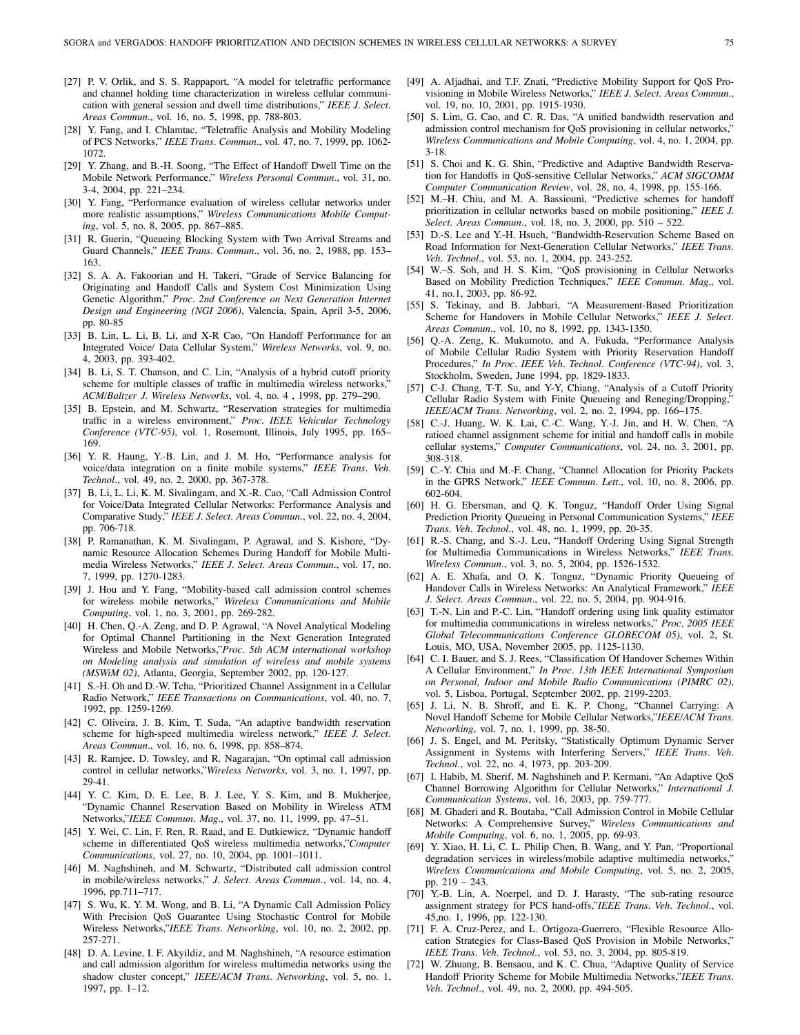[27] P. V. Orlik, and S. S. Rappaport, "A model for teletraffic performance and channel holding time characterization in wireless cellular communication with general session and dwell time distributions," *IEEE J. Select. Areas Commun.*, vol. 16, no. 5, 1998, pp. 788-803.

[28] Y. Fang, and I. Chlamtac, "Teletraffic Analysis and Mobility Modeling of PCS Networks," *IEEE Trans. Commun.*, vol. 47, no. 7, 1999, pp. 1062-1072.

[29] Y. Zhang, and B.-H. Soong, "The Effect of Handoff Dwell Time on the Mobile Network Performance," *Wireless Personal Commun.*, vol. 31, no. 3-4, 2004, pp. 221–234.

[30] Y. Fang, "Performance evaluation of wireless cellular networks under more realistic assumptions," *Wireless Communications Mobile Computing*, vol. 5, no. 8, 2005, pp. 867–885.

[31] R. Guerin, "Queueing Blocking System with Two Arrival Streams and Guard Channels," *IEEE Trans. Commun.*, vol. 36, no. 2, 1988, pp. 153–163.

[32] S. A. A. Fakoorian and H. Takeri, "Grade of Service Balancing for Originating and Handoff Calls and System Cost Minimization Using Genetic Algorithm," *Proc. 2nd Conference on Next Generation Internet Design and Engineering (NGI 2006)*, Valencia, Spain, April 3-5, 2006, pp. 80-85

[33] B. Lin, L. Li, B. Li, and X-R Cao, "On Handoff Performance for an Integrated Voice/ Data Cellular System," *Wireless Networks*, vol. 9, no. 4, 2003, pp. 393-402.

[34] B. Li, S. T. Chanson, and C. Lin, "Analysis of a hybrid cutoff priority scheme for multiple classes of traffic in multimedia wireless networks," *ACM/Baltzer J. Wireless Networks*, vol. 4, no. 4 , 1998, pp. 279–290.

[35] B. Epstein, and M. Schwartz, "Reservation strategies for multimedia traffic in a wireless environment," *Proc. IEEE Vehicular Technology Conference (VTC-95)*, vol. 1, Rosemont, Illinois, July 1995, pp. 165–169.

[36] Y. R. Haung, Y.-B. Lin, and J. M. Ho, "Performance analysis for voice/data integration on a finite mobile systems," *IEEE Trans. Veh. Technol.*, vol. 49, no. 2, 2000, pp. 367-378.

[37] B. Li, L. Li, K. M. Sivalingam, and X.-R. Cao, "Call Admission Control for Voice/Data Integrated Cellular Networks: Performance Analysis and Comparative Study," *IEEE J. Select. Areas Commun.*, vol. 22, no. 4, 2004, pp. 706-718.

[38] P. Ramanathan, K. M. Sivalingam, P. Agrawal, and S. Kishore, "Dynamic Resource Allocation Schemes During Handoff for Mobile Multimedia Wireless Networks," *IEEE J. Select. Areas Commun.*, vol. 17, no. 7, 1999, pp. 1270-1283.

[39] J. Hou and Y. Fang, "Mobility-based call admission control schemes for wireless mobile networks," *Wireless Communications and Mobile Computing*, vol. 1, no. 3, 2001, pp. 269-282.

[40] H. Chen, Q.-A. Zeng, and D. P. Agrawal, "A Novel Analytical Modeling for Optimal Channel Partitioning in the Next Generation Integrated Wireless and Mobile Networks,"*Proc. 5th ACM international workshop on Modeling analysis and simulation of wireless and mobile systems (MSWiM 02)*, Atlanta, Georgia, September 2002, pp. 120-127.

[41] S.-H. Oh and D.-W. Tcha, "Prioritized Channel Assignment in a Cellular Radio Network," *IEEE Transactions on Communications*, vol. 40, no. 7, 1992, pp. 1259-1269.

[42] C. Oliveira, J. B. Kim, T. Suda, "An adaptive bandwidth reservation scheme for high-speed multimedia wireless network," *IEEE J. Select. Areas Commun.*, vol. 16, no. 6, 1998, pp. 858–874.

[43] R. Ramjee, D. Towsley, and R. Nagarajan, "On optimal call admission control in cellular networks,"*Wireless Networks*, vol. 3, no. 1, 1997, pp. 29-41.

[44] Y. C. Kim, D. E. Lee, B. J. Lee, Y. S. Kim, and B. Mukherjee, "Dynamic Channel Reservation Based on Mobility in Wireless ATM Networks,"*IEEE Commun. Mag.*, vol. 37, no. 11, 1999, pp. 47–51.

[45] Y. Wei, C. Lin, F. Ren, R. Raad, and E. Dutkiewicz, "Dynamic handoff scheme in differentiated QoS wireless multimedia networks,"*Computer Communications*, vol. 27, no. 10, 2004, pp. 1001–1011.

[46] M. Naghshineh, and M. Schwartz, "Distributed call admission control in mobile/wireless networks," *J. Select. Areas Commun.*, vol. 14, no. 4, 1996, pp.711–717.

[47] S. Wu, K. Y. M. Wong, and B. Li, "A Dynamic Call Admission Policy With Precision QoS Guarantee Using Stochastic Control for Mobile Wireless Networks,"*IEEE Trans. Networking*, vol. 10, no. 2, 2002, pp. 257-271.

[48] D. A. Levine, I. F. Akyildiz, and M. Naghshineh, "A resource estimation and call admission algorithm for wireless multimedia networks using the shadow cluster concept," *IEEE/ACM Trans. Networking*, vol. 5, no. 1, 1997, pp. 1–12.

[49] A. Aljadhai, and T.F. Znati, "Predictive Mobility Support for QoS Provisioning in Mobile Wireless Networks," *IEEE J. Select. Areas Commun.*, vol. 19, no. 10, 2001, pp. 1915-1930.

[50] S. Lim, G. Cao, and C. R. Das, "A unified bandwidth reservation and admission control mechanism for QoS provisioning in cellular networks," *Wireless Communications and Mobile Computing*, vol. 4, no. 1, 2004, pp. 3-18.

[51] S. Choi and K. G. Shin, "Predictive and Adaptive Bandwidth Reservation for Handoffs in QoS-sensitive Cellular Networks," *ACM SIGCOMM Computer Communication Review*, vol. 28, no. 4, 1998, pp. 155-166.

[52] M.–H. Chiu, and M. A. Bassiouni, "Predictive schemes for handoff prioritization in cellular networks based on mobile positioning," *IEEE J. Select. Areas Commun.*, vol. 18, no. 3, 2000, pp. 510 – 522.

[53] D.-S. Lee and Y.-H. Hsueh, "Bandwidth-Reservation Scheme Based on Road Information for Next-Generation Cellular Networks," *IEEE Trans. Veh. Technol.*, vol. 53, no. 1, 2004, pp. 243-252.

[54] W.–S. Soh, and H. S. Kim, "QoS provisioning in Cellular Networks Based on Mobility Prediction Techniques," *IEEE Commun. Mag.*, vol. 41, no.1, 2003, pp. 86-92.

[55] S. Tekinay, and B. Jabbari, "A Measurement-Based Prioritization Scheme for Handovers in Mobile Cellular Networks," *IEEE J. Select. Areas Commun.*, vol. 10, no 8, 1992, pp. 1343-1350.

[56] Q.-A. Zeng, K. Mukumoto, and A. Fukuda, "Performance Analysis of Mobile Cellular Radio System with Priority Reservation Handoff Procedures," *In Proc. IEEE Veh. Technol. Conference (VTC-94)*, vol. 3, Stockholm, Sweden, June 1994, pp. 1829-1833.

[57] C-J. Chang, T-T. Su, and Y-Y, Chiang, "Analysis of a Cutoff Priority Cellular Radio System with Finite Queueing and Reneging/Dropping," *IEEE/ACM Trans. Networking*, vol. 2, no. 2, 1994, pp. 166–175.

[58] C.-J. Huang, W. K. Lai, C.-C. Wang, Y.-J. Jin, and H. W. Chen, "A ratioed channel assignment scheme for initial and handoff calls in mobile cellular systems," *Computer Communications*, vol. 24, no. 3, 2001, pp. 308-318.

[59] C.-Y. Chia and M.-F. Chang, "Channel Allocation for Priority Packets in the GPRS Network," *IEEE Commun. Lett.*, vol. 10, no. 8, 2006, pp. 602-604.

[60] H. G. Ebersman, and Q. K. Tonguz, "Handoff Order Using Signal Prediction Priority Queueing in Personal Communication Systems," *IEEE Trans. Veh. Technol.*, vol. 48, no. 1, 1999, pp. 20-35.

[61] R.-S. Chang, and S.-J. Leu, "Handoff Ordering Using Signal Strength for Multimedia Communications in Wireless Networks," *IEEE Trans. Wireless Commun.*, vol. 3, no. 5, 2004, pp. 1526-1532.

[62] A. E. Xhafa, and O. K. Tonguz, "Dynamic Priority Queueing of Handover Calls in Wireless Networks: An Analytical Framework," *IEEE J. Select. Areas Commun.*, vol. 22, no. 5, 2004, pp. 904-916.

[63] T.-N. Lin and P.-C. Lin, "Handoff ordering using link quality estimator for multimedia communications in wireless networks," *Proc. 2005 IEEE Global Telecommunications Conference GLOBECOM 05)*, vol. 2, St. Louis, MO, USA, November 2005, pp. 1125-1130.

[64] C. I. Bauer, and S. J. Rees, "Classification Of Handover Schemes Within A Cellular Environment," *In Proc. 13th IEEE International Symposium on Personal, Indoor and Mobile Radio Communications (PIMRC 02)*, vol. 5, Lisboa, Portugal, September 2002, pp. 2199-2203.

[65] J. Li, N. B. Shroff, and E. K. P. Chong, "Channel Carrying: A Novel Handoff Scheme for Mobile Cellular Networks,"*IEEE/ACM Trans. Networking*, vol. 7, no. 1, 1999, pp. 38-50.

[66] J. S. Engel, and M. Peritsky, "Statistically Optimum Dynamic Server Assignment in Systems with Interfering Servers," *IEEE Trans. Veh. Technol.*, vol. 22, no. 4, 1973, pp. 203-209.

[67] I. Habib, M. Sherif, M. Naghshineh and P. Kermani, "An Adaptive QoS Channel Borrowing Algorithm for Cellular Networks," *International J. Communication Systems*, vol. 16, 2003, pp. 759-777.

[68] M. Ghaderi and R. Boutaba, "Call Admission Control in Mobile Cellular Networks: A Comprehensive Survey," *Wireless Communications and Mobile Computing*, vol. 6, no. 1, 2005, pp. 69-93.

[69] Y. Xiao, H. Li, C. L. Philip Chen, B. Wang, and Y. Pan, "Proportional degradation services in wireless/mobile adaptive multimedia networks," *Wireless Communications and Mobile Computing*, vol. 5, no. 2, 2005, pp. 219 – 243.

[70] Y.-B. Lin, A. Noerpel, and D. J. Harasty, "The sub-rating resource assignment strategy for PCS hand-offs,"*IEEE Trans. Veh. Technol.*, vol. 45,no. 1, 1996, pp. 122-130.

[71] F. A. Cruz-Perez, and L. Ortigoza-Guerrero, "Flexible Resource Allocation Strategies for Class-Based QoS Provision in Mobile Networks," *IEEE Trans. Veh. Technol.*, vol. 53, no. 3, 2004, pp. 805-819.

[72] W. Zhuang, B. Bensaou, and K. C. Chua, "Adaptive Quality of Service Handoff Priority Scheme for Mobile Multimedia Networks,"*IEEE Trans. Veh. Technol.*, vol. 49, no. 2, 2000, pp. 494-505.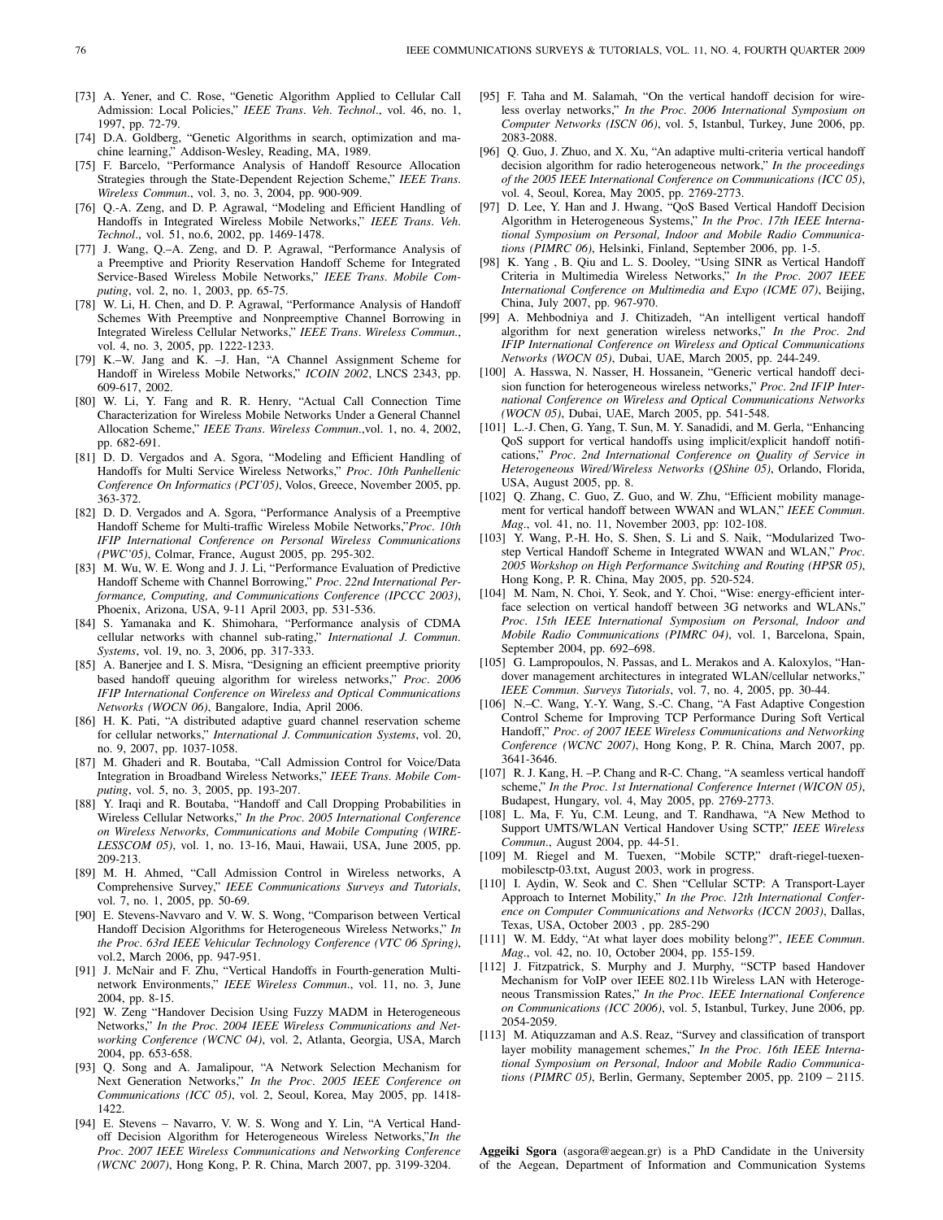[73] A. Yener, and C. Rose, "Genetic Algorithm Applied to Cellular Call Admission: Local Policies," *IEEE Trans. Veh. Technol.*, vol. 46, no. 1, 1997, pp. 72-79.

[74] D.A. Goldberg, "Genetic Algorithms in search, optimization and machine learning," Addison-Wesley, Reading, MA, 1989.

[75] F. Barcelo, "Performance Analysis of Handoff Resource Allocation Strategies through the State-Dependent Rejection Scheme," *IEEE Trans. Wireless Commun.*, vol. 3, no. 3, 2004, pp. 900-909.

[76] Q.-A. Zeng, and D. P. Agrawal, "Modeling and Efficient Handling of Handoffs in Integrated Wireless Mobile Networks," *IEEE Trans. Veh. Technol.*, vol. 51, no.6, 2002, pp. 1469-1478.

[77] J. Wang, Q.–A. Zeng, and D. P. Agrawal, "Performance Analysis of a Preemptive and Priority Reservation Handoff Scheme for Integrated Service-Based Wireless Mobile Networks," *IEEE Trans. Mobile Computing*, vol. 2, no. 1, 2003, pp. 65-75.

[78] W. Li, H. Chen, and D. P. Agrawal, "Performance Analysis of Handoff Schemes With Preemptive and Nonpreemptive Channel Borrowing in Integrated Wireless Cellular Networks," *IEEE Trans. Wireless Commun.*, vol. 4, no. 3, 2005, pp. 1222-1233.

[79] K.–W. Jang and K. –J. Han, "A Channel Assignment Scheme for Handoff in Wireless Mobile Networks," *ICOIN 2002*, LNCS 2343, pp. 609-617, 2002.

[80] W. Li, Y. Fang and R. R. Henry, "Actual Call Connection Time Characterization for Wireless Mobile Networks Under a General Channel Allocation Scheme," *IEEE Trans. Wireless Commun.*,vol. 1, no. 4, 2002, pp. 682-691.

[81] D. D. Vergados and A. Sgora, "Modeling and Efficient Handling of Handoffs for Multi Service Wireless Networks," *Proc. 10th Panhellenic Conference On Informatics (PCI'05)*, Volos, Greece, November 2005, pp. 363-372.

[82] D. D. Vergados and A. Sgora, "Performance Analysis of a Preemptive Handoff Scheme for Multi-traffic Wireless Mobile Networks,"*Proc. 10th IFIP International Conference on Personal Wireless Communications (PWC'05)*, Colmar, France, August 2005, pp. 295-302.

[83] M. Wu, W. E. Wong and J. J. Li, "Performance Evaluation of Predictive Handoff Scheme with Channel Borrowing," *Proc. 22nd International Performance, Computing, and Communications Conference (IPCCC 2003)*, Phoenix, Arizona, USA, 9-11 April 2003, pp. 531-536.

[84] S. Yamanaka and K. Shimohara, "Performance analysis of CDMA cellular networks with channel sub-rating," *International J. Commun. Systems*, vol. 19, no. 3, 2006, pp. 317-333.

[85] A. Banerjee and I. S. Misra, "Designing an efficient preemptive priority based handoff queuing algorithm for wireless networks," *Proc. 2006 IFIP International Conference on Wireless and Optical Communications Networks (WOCN 06)*, Bangalore, India, April 2006.

[86] H. K. Pati, "A distributed adaptive guard channel reservation scheme for cellular networks," *International J. Communication Systems*, vol. 20, no. 9, 2007, pp. 1037-1058.

[87] M. Ghaderi and R. Boutaba, "Call Admission Control for Voice/Data Integration in Broadband Wireless Networks," *IEEE Trans. Mobile Computing*, vol. 5, no. 3, 2005, pp. 193-207.

[88] Y. Iraqi and R. Boutaba, "Handoff and Call Dropping Probabilities in Wireless Cellular Networks," *In the Proc. 2005 International Conference on Wireless Networks, Communications and Mobile Computing (WIRELESSCOM 05)*, vol. 1, no. 13-16, Maui, Hawaii, USA, June 2005, pp. 209-213.

[89] M. H. Ahmed, "Call Admission Control in Wireless networks, A Comprehensive Survey," *IEEE Communications Surveys and Tutorials*, vol. 7, no. 1, 2005, pp. 50-69.

[90] E. Stevens-Navvaro and V. W. S. Wong, "Comparison between Vertical Handoff Decision Algorithms for Heterogeneous Wireless Networks," *In the Proc. 63rd IEEE Vehicular Technology Conference (VTC 06 Spring)*, vol.2, March 2006, pp. 947-951.

[91] J. McNair and F. Zhu, "Vertical Handoffs in Fourth-generation Multinetwork Environments," *IEEE Wireless Commun.*, vol. 11, no. 3, June 2004, pp. 8-15.

[92] W. Zeng "Handover Decision Using Fuzzy MADM in Heterogeneous Networks," *In the Proc. 2004 IEEE Wireless Communications and Networking Conference (WCNC 04)*, vol. 2, Atlanta, Georgia, USA, March 2004, pp. 653-658.

[93] Q. Song and A. Jamalipour, "A Network Selection Mechanism for Next Generation Networks," *In the Proc. 2005 IEEE Conference on Communications (ICC 05)*, vol. 2, Seoul, Korea, May 2005, pp. 1418-1422.

[94] E. Stevens – Navarro, V. W. S. Wong and Y. Lin, "A Vertical Handoff Decision Algorithm for Heterogeneous Wireless Networks,"*In the Proc. 2007 IEEE Wireless Communications and Networking Conference (WCNC 2007)*, Hong Kong, P. R. China, March 2007, pp. 3199-3204.

[95] F. Taha and M. Salamah, "On the vertical handoff decision for wireless overlay networks," *In the Proc. 2006 International Symposium on Computer Networks (ISCN 06)*, vol. 5, Istanbul, Turkey, June 2006, pp. 2083-2088.

[96] Q. Guo, J. Zhuo, and X. Xu, "An adaptive multi-criteria vertical handoff decision algorithm for radio heterogeneous network," *In the proceedings of the 2005 IEEE International Conference on Communications (ICC 05)*, vol. 4, Seoul, Korea, May 2005, pp. 2769-2773.

[97] D. Lee, Y. Han and J. Hwang, "QoS Based Vertical Handoff Decision Algorithm in Heterogeneous Systems," *In the Proc. 17th IEEE International Symposium on Personal, Indoor and Mobile Radio Communications (PIMRC 06)*, Helsinki, Finland, September 2006, pp. 1-5.

[98] K. Yang , B. Qiu and L. S. Dooley, "Using SINR as Vertical Handoff Criteria in Multimedia Wireless Networks," *In the Proc. 2007 IEEE International Conference on Multimedia and Expo (ICME 07)*, Beijing, China, July 2007, pp. 967-970.

[99] A. Mehbodniya and J. Chitizadeh, "An intelligent vertical handoff algorithm for next generation wireless networks," *In the Proc. 2nd IFIP International Conference on Wireless and Optical Communications Networks (WOCN 05)*, Dubai, UAE, March 2005, pp. 244-249.

[100] A. Hasswa, N. Nasser, H. Hossanein, "Generic vertical handoff decision function for heterogeneous wireless networks," *Proc. 2nd IFIP International Conference on Wireless and Optical Communications Networks (WOCN 05)*, Dubai, UAE, March 2005, pp. 541-548.

[101] L.-J. Chen, G. Yang, T. Sun, M. Y. Sanadidi, and M. Gerla, "Enhancing QoS support for vertical handoffs using implicit/explicit handoff notifications," *Proc. 2nd International Conference on Quality of Service in Heterogeneous Wired/Wireless Networks (QShine 05)*, Orlando, Florida, USA, August 2005, pp. 8.

[102] Q. Zhang, C. Guo, Z. Guo, and W. Zhu, "Efficient mobility management for vertical handoff between WWAN and WLAN," *IEEE Commun. Mag.*, vol. 41, no. 11, November 2003, pp: 102-108.

[103] Y. Wang, P.-H. Ho, S. Shen, S. Li and S. Naik, "Modularized Two-step Vertical Handoff Scheme in Integrated WWAN and WLAN," *Proc. 2005 Workshop on High Performance Switching and Routing (HPSR 05)*, Hong Kong, P. R. China, May 2005, pp. 520-524.

[104] M. Nam, N. Choi, Y. Seok, and Y. Choi, "Wise: energy-efficient interface selection on vertical handoff between 3G networks and WLANs," *Proc. 15th IEEE International Symposium on Personal, Indoor and Mobile Radio Communications (PIMRC 04)*, vol. 1, Barcelona, Spain, September 2004, pp. 692–698.

[105] G. Lampropoulos, N. Passas, and L. Merakos and A. Kaloxylos, "Handover management architectures in integrated WLAN/cellular networks," *IEEE Commun. Surveys Tutorials*, vol. 7, no. 4, 2005, pp. 30-44.

[106] N.–C. Wang, Y.-Y. Wang, S.-C. Chang, "A Fast Adaptive Congestion Control Scheme for Improving TCP Performance During Soft Vertical Handoff," *Proc. of 2007 IEEE Wireless Communications and Networking Conference (WCNC 2007)*, Hong Kong, P. R. China, March 2007, pp. 3641-3646.

[107] R. J. Kang, H. –P. Chang and R-C. Chang, "A seamless vertical handoff scheme," *In the Proc. 1st International Conference Internet (WICON 05)*, Budapest, Hungary, vol. 4, May 2005, pp. 2769-2773.

[108] L. Ma, F. Yu, C.M. Leung, and T. Randhawa, "A New Method to Support UMTS/WLAN Vertical Handover Using SCTP," *IEEE Wireless Commun.*, August 2004, pp. 44-51.

[109] M. Riegel and M. Tuexen, "Mobile SCTP," draft-riegel-tuexen-mobilesctp-03.txt, August 2003, work in progress.

[110] I. Aydin, W. Seok and C. Shen "Cellular SCTP: A Transport-Layer Approach to Internet Mobility," *In the Proc. 12th International Conference on Computer Communications and Networks (ICCN 2003)*, Dallas, Texas, USA, October 2003 , pp. 285-290

[111] W. M. Eddy, "At what layer does mobility belong?", *IEEE Commun. Mag.*, vol. 42, no. 10, October 2004, pp. 155-159.

[112] J. Fitzpatrick, S. Murphy and J. Murphy, "SCTP based Handover Mechanism for VoIP over IEEE 802.11b Wireless LAN with Heterogeneous Transmission Rates," *In the Proc. IEEE International Conference on Communications (ICC 2006)*, vol. 5, Istanbul, Turkey, June 2006, pp. 2054-2059.

[113] M. Atiquzzaman and A.S. Reaz, "Survey and classification of transport layer mobility management schemes," *In the Proc. 16th IEEE International Symposium on Personal, Indoor and Mobile Radio Communications (PIMRC 05)*, Berlin, Germany, September 2005, pp. 2109 – 2115.

**Aggeiki Sgora** (asgora@aegean.gr) is a PhD Candidate in the University of the Aegean, Department of Information and Communication Systems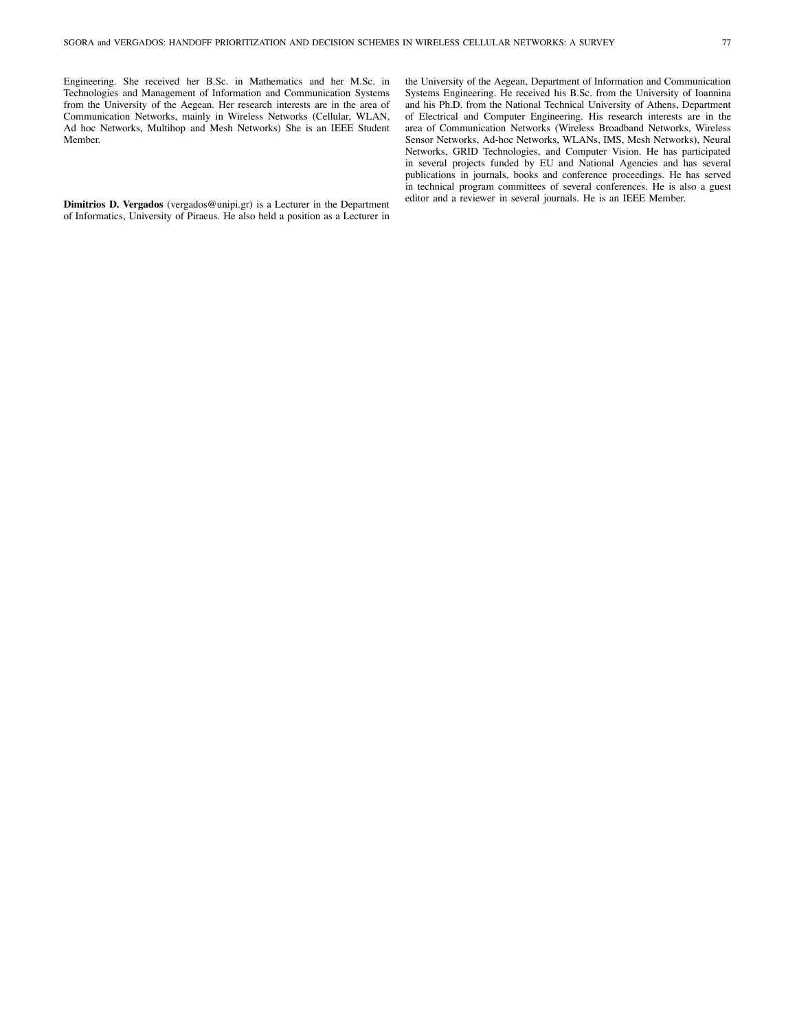Engineering. She received her B.Sc. in Mathematics and her M.Sc. in Technologies and Management of Information and Communication Systems from the University of the Aegean. Her research interests are in the area of Communication Networks, mainly in Wireless Networks (Cellular, WLAN, Ad hoc Networks, Multihop and Mesh Networks) She is an IEEE Student Member.

**Dimitrios D. Vergados** (vergados@unipi.gr) is a Lecturer in the Department of Informatics, University of Piraeus. He also held a position as a Lecturer in the University of the Aegean, Department of Information and Communication Systems Engineering. He received his B.Sc. from the University of Ioannina and his Ph.D. from the National Technical University of Athens, Department of Electrical and Computer Engineering. His research interests are in the area of Communication Networks (Wireless Broadband Networks, Wireless Sensor Networks, Ad-hoc Networks, WLANs, IMS, Mesh Networks), Neural Networks, GRID Technologies, and Computer Vision. He has participated in several projects funded by EU and National Agencies and has several publications in journals, books and conference proceedings. He has served in technical program committees of several conferences. He is also a guest editor and a reviewer in several journals. He is an IEEE Member.